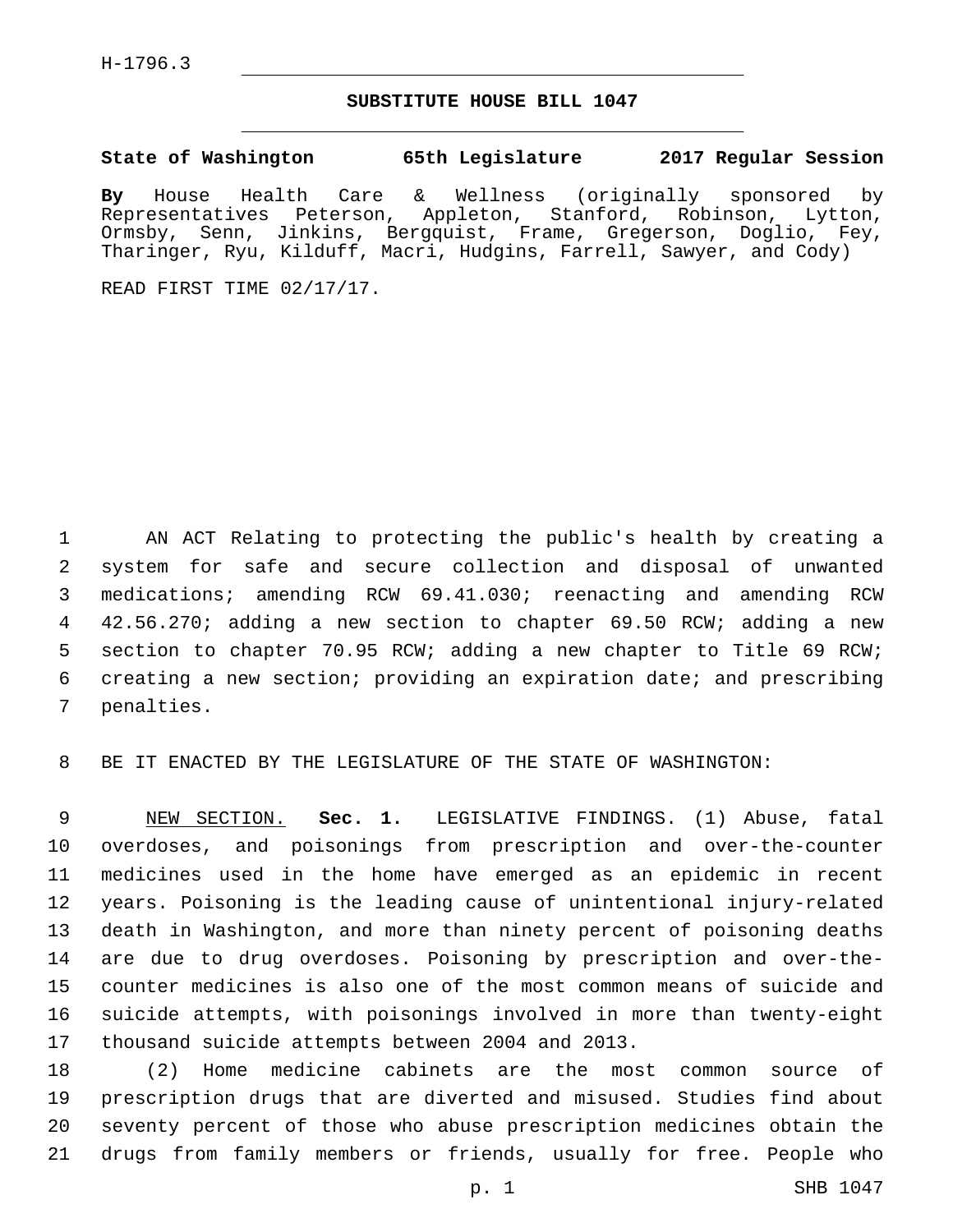H-1796.3

# SUBSTITUTE HOUSE BILL 1047

**State of Washington 65th Legislature 2017 Regular Session**

**By** House Health Care & Wellness (originally sponsored by Representatives Peterson, Appleton, Stanford, Robinson, Lytton, Ormsby, Senn, Jinkins, Bergquist, Frame, Gregerson, Doglio, Fey, Tharinger, Ryu, Kilduff, Macri, Hudgins, Farrell, Sawyer, and Cody)

READ FIRST TIME 02/17/17.

AN ACT Relating to protecting the public's health by creating a system for safe and secure collection and disposal of unwanted medications; amending RCW 69.41.030; reenacting and amending RCW 42.56.270; adding a new section to chapter 69.50 RCW; adding a new section to chapter 70.95 RCW; adding a new chapter to Title 69 RCW; creating a new section; providing an expiration date; and prescribing penalties.

BE IT ENACTED BY THE LEGISLATURE OF THE STATE OF WASHINGTON:

NEW SECTION. **Sec. 1.** LEGISLATIVE FINDINGS. (1) Abuse, fatal overdoses, and poisonings from prescription and over-the-counter medicines used in the home have emerged as an epidemic in recent years. Poisoning is the leading cause of unintentional injury-related death in Washington, and more than ninety percent of poisoning deaths are due to drug overdoses. Poisoning by prescription and over-the-counter medicines is also one of the most common means of suicide and suicide attempts, with poisonings involved in more than twenty-eight thousand suicide attempts between 2004 and 2013.

(2) Home medicine cabinets are the most common source of prescription drugs that are diverted and misused. Studies find about seventy percent of those who abuse prescription medicines obtain the drugs from family members or friends, usually for free. People who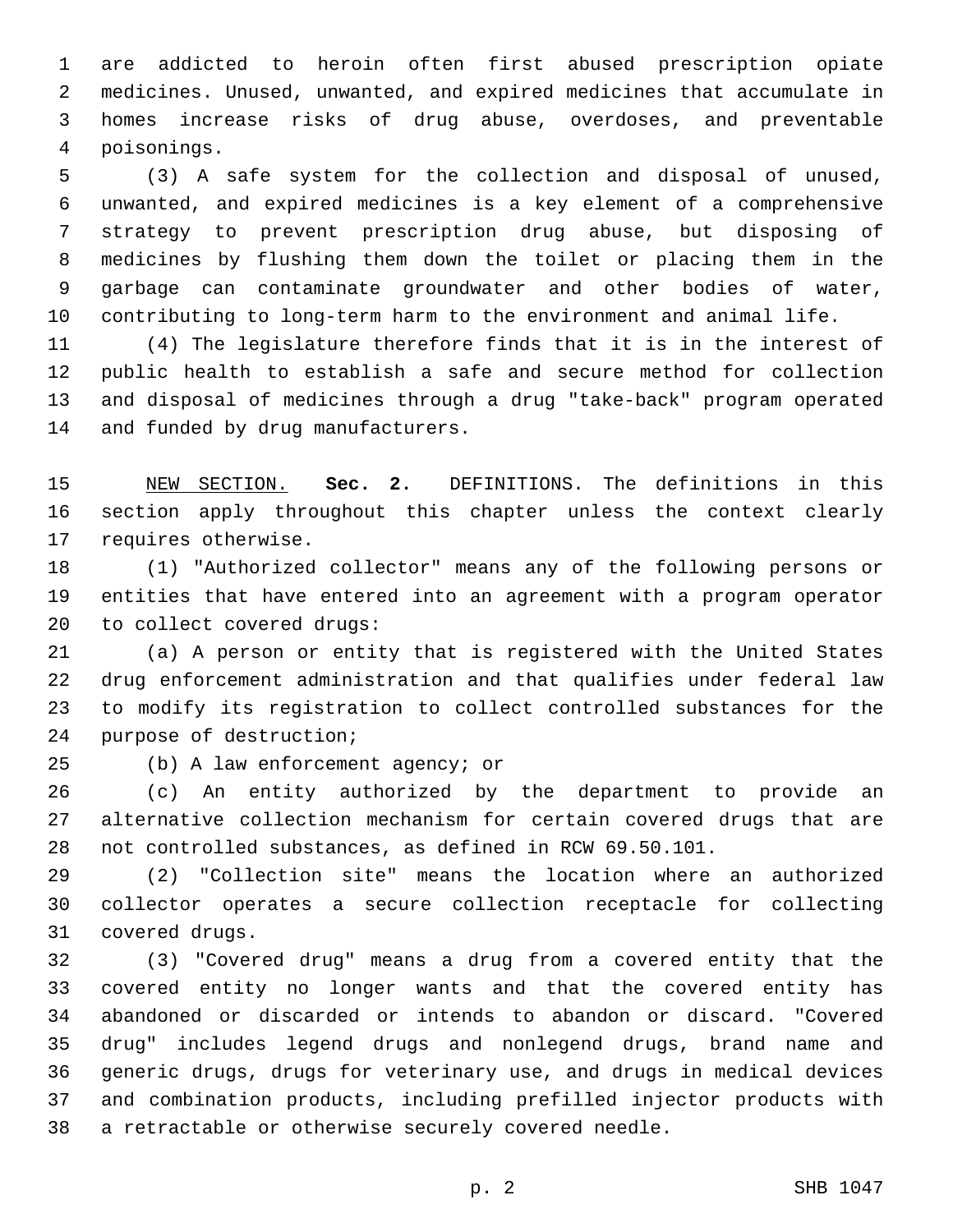are addicted to heroin often first abused prescription opiate medicines. Unused, unwanted, and expired medicines that accumulate in homes increase risks of drug abuse, overdoses, and preventable poisonings.

(3) A safe system for the collection and disposal of unused, unwanted, and expired medicines is a key element of a comprehensive strategy to prevent prescription drug abuse, but disposing of medicines by flushing them down the toilet or placing them in the garbage can contaminate groundwater and other bodies of water, contributing to long-term harm to the environment and animal life.

(4) The legislature therefore finds that it is in the interest of public health to establish a safe and secure method for collection and disposal of medicines through a drug "take-back" program operated and funded by drug manufacturers.

NEW SECTION. **Sec. 2.** DEFINITIONS. The definitions in this section apply throughout this chapter unless the context clearly requires otherwise.

(1) "Authorized collector" means any of the following persons or entities that have entered into an agreement with a program operator to collect covered drugs:

(a) A person or entity that is registered with the United States drug enforcement administration and that qualifies under federal law to modify its registration to collect controlled substances for the purpose of destruction;

(b) A law enforcement agency; or

(c) An entity authorized by the department to provide an alternative collection mechanism for certain covered drugs that are not controlled substances, as defined in RCW 69.50.101.

(2) "Collection site" means the location where an authorized collector operates a secure collection receptacle for collecting covered drugs.

(3) "Covered drug" means a drug from a covered entity that the covered entity no longer wants and that the covered entity has abandoned or discarded or intends to abandon or discard. "Covered drug" includes legend drugs and nonlegend drugs, brand name and generic drugs, drugs for veterinary use, and drugs in medical devices and combination products, including prefilled injector products with a retractable or otherwise securely covered needle.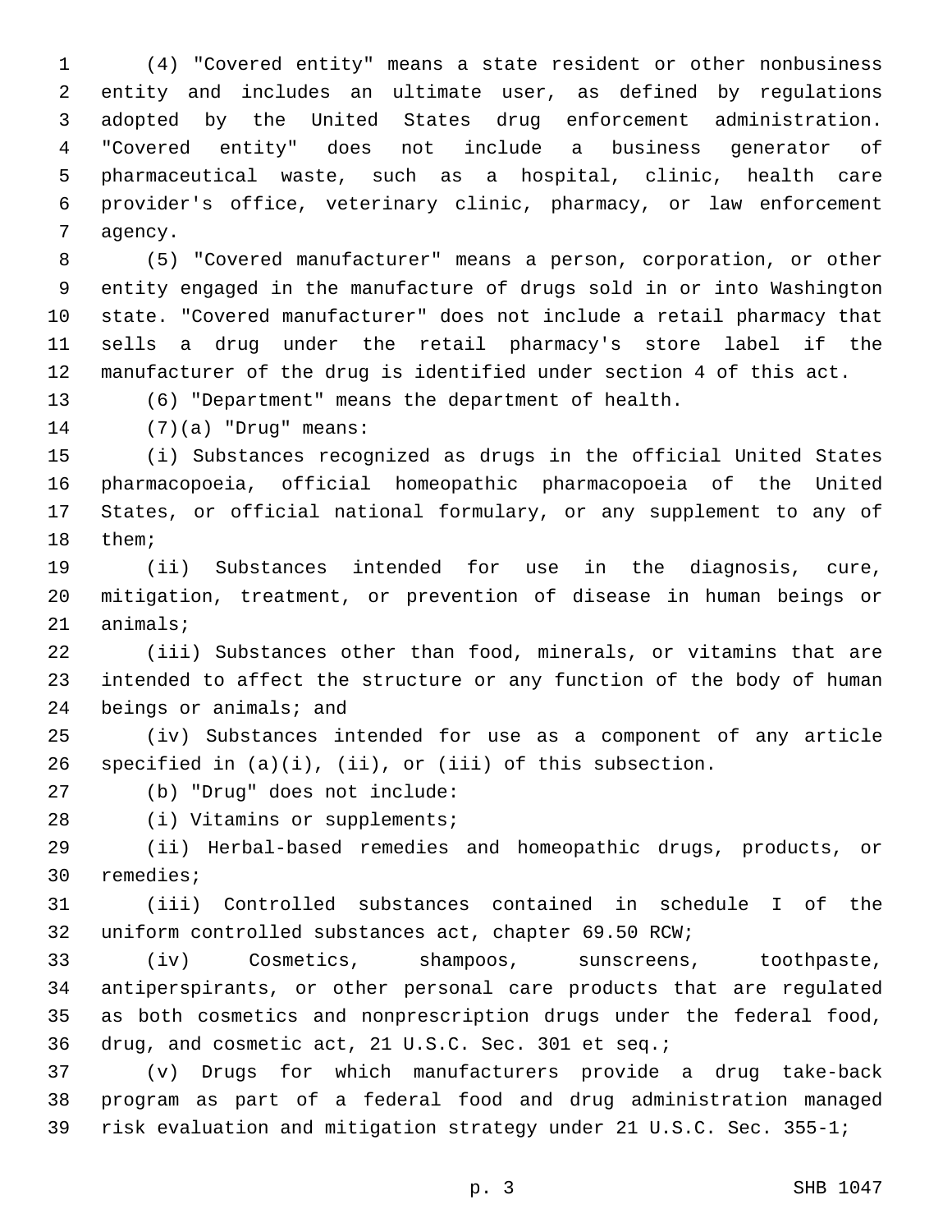(4) "Covered entity" means a state resident or other nonbusiness entity and includes an ultimate user, as defined by regulations adopted by the United States drug enforcement administration. "Covered entity" does not include a business generator of pharmaceutical waste, such as a hospital, clinic, health care provider's office, veterinary clinic, pharmacy, or law enforcement agency.

(5) "Covered manufacturer" means a person, corporation, or other entity engaged in the manufacture of drugs sold in or into Washington state. "Covered manufacturer" does not include a retail pharmacy that sells a drug under the retail pharmacy's store label if the manufacturer of the drug is identified under section 4 of this act.

(6) "Department" means the department of health.

(7)(a) "Drug" means:

(i) Substances recognized as drugs in the official United States pharmacopoeia, official homeopathic pharmacopoeia of the United States, or official national formulary, or any supplement to any of them;

(ii) Substances intended for use in the diagnosis, cure, mitigation, treatment, or prevention of disease in human beings or animals;

(iii) Substances other than food, minerals, or vitamins that are intended to affect the structure or any function of the body of human beings or animals; and

(iv) Substances intended for use as a component of any article specified in (a)(i), (ii), or (iii) of this subsection.

(b) "Drug" does not include:

(i) Vitamins or supplements;

(ii) Herbal-based remedies and homeopathic drugs, products, or remedies;

(iii) Controlled substances contained in schedule I of the uniform controlled substances act, chapter 69.50 RCW;

(iv) Cosmetics, shampoos, sunscreens, toothpaste, antiperspirants, or other personal care products that are regulated as both cosmetics and nonprescription drugs under the federal food, drug, and cosmetic act, 21 U.S.C. Sec. 301 et seq.;

(v) Drugs for which manufacturers provide a drug take-back program as part of a federal food and drug administration managed risk evaluation and mitigation strategy under 21 U.S.C. Sec. 355-1;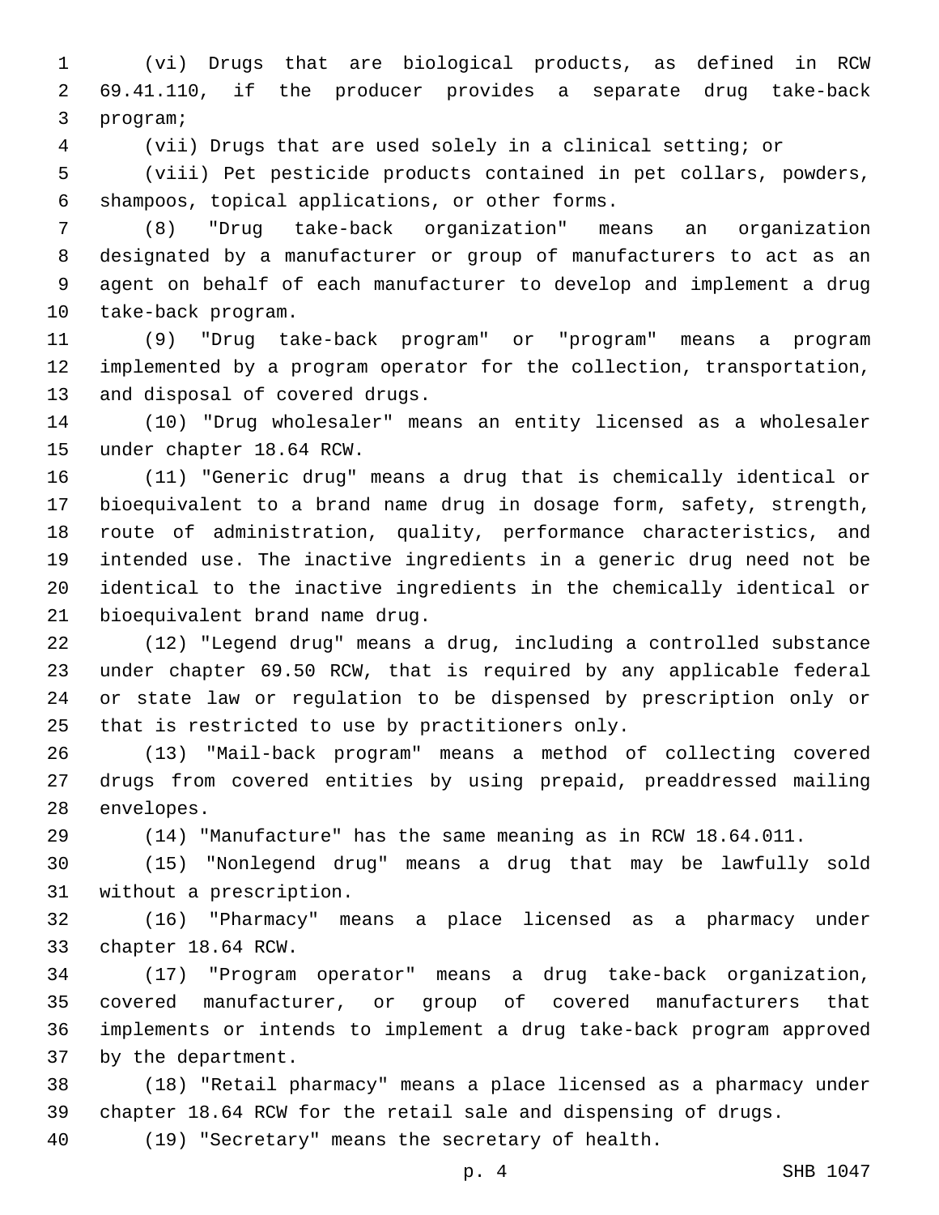(vi) Drugs that are biological products, as defined in RCW 69.41.110, if the producer provides a separate drug take-back program;

(vii) Drugs that are used solely in a clinical setting; or

(viii) Pet pesticide products contained in pet collars, powders, shampoos, topical applications, or other forms.

(8) "Drug take-back organization" means an organization designated by a manufacturer or group of manufacturers to act as an agent on behalf of each manufacturer to develop and implement a drug take-back program.

(9) "Drug take-back program" or "program" means a program implemented by a program operator for the collection, transportation, and disposal of covered drugs.

(10) "Drug wholesaler" means an entity licensed as a wholesaler under chapter 18.64 RCW.

(11) "Generic drug" means a drug that is chemically identical or bioequivalent to a brand name drug in dosage form, safety, strength, route of administration, quality, performance characteristics, and intended use. The inactive ingredients in a generic drug need not be identical to the inactive ingredients in the chemically identical or bioequivalent brand name drug.

(12) "Legend drug" means a drug, including a controlled substance under chapter 69.50 RCW, that is required by any applicable federal or state law or regulation to be dispensed by prescription only or that is restricted to use by practitioners only.

(13) "Mail-back program" means a method of collecting covered drugs from covered entities by using prepaid, preaddressed mailing envelopes.

(14) "Manufacture" has the same meaning as in RCW 18.64.011.

(15) "Nonlegend drug" means a drug that may be lawfully sold without a prescription.

(16) "Pharmacy" means a place licensed as a pharmacy under chapter 18.64 RCW.

(17) "Program operator" means a drug take-back organization, covered manufacturer, or group of covered manufacturers that implements or intends to implement a drug take-back program approved by the department.

(18) "Retail pharmacy" means a place licensed as a pharmacy under chapter 18.64 RCW for the retail sale and dispensing of drugs.

(19) "Secretary" means the secretary of health.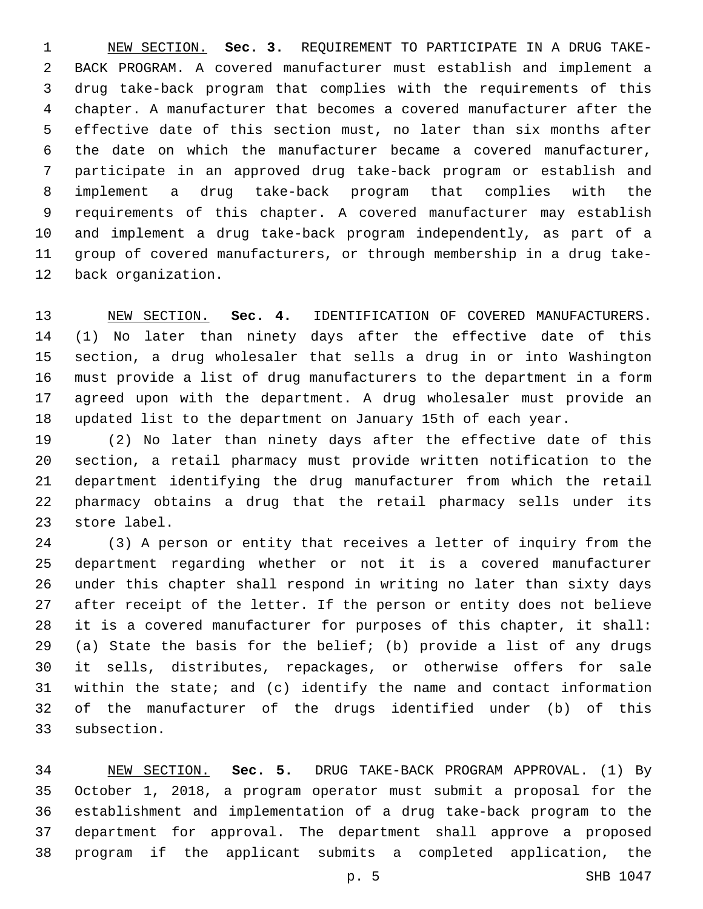NEW SECTION. **Sec. 3.** REQUIREMENT TO PARTICIPATE IN A DRUG TAKE-BACK PROGRAM. A covered manufacturer must establish and implement a drug take-back program that complies with the requirements of this chapter. A manufacturer that becomes a covered manufacturer after the effective date of this section must, no later than six months after the date on which the manufacturer became a covered manufacturer, participate in an approved drug take-back program or establish and implement a drug take-back program that complies with the requirements of this chapter. A covered manufacturer may establish and implement a drug take-back program independently, as part of a group of covered manufacturers, or through membership in a drug take-back organization.

NEW SECTION. **Sec. 4.** IDENTIFICATION OF COVERED MANUFACTURERS. (1) No later than ninety days after the effective date of this section, a drug wholesaler that sells a drug in or into Washington must provide a list of drug manufacturers to the department in a form agreed upon with the department. A drug wholesaler must provide an updated list to the department on January 15th of each year.

(2) No later than ninety days after the effective date of this section, a retail pharmacy must provide written notification to the department identifying the drug manufacturer from which the retail pharmacy obtains a drug that the retail pharmacy sells under its store label.

(3) A person or entity that receives a letter of inquiry from the department regarding whether or not it is a covered manufacturer under this chapter shall respond in writing no later than sixty days after receipt of the letter. If the person or entity does not believe it is a covered manufacturer for purposes of this chapter, it shall: (a) State the basis for the belief; (b) provide a list of any drugs it sells, distributes, repackages, or otherwise offers for sale within the state; and (c) identify the name and contact information of the manufacturer of the drugs identified under (b) of this subsection.

NEW SECTION. **Sec. 5.** DRUG TAKE-BACK PROGRAM APPROVAL. (1) By October 1, 2018, a program operator must submit a proposal for the establishment and implementation of a drug take-back program to the department for approval. The department shall approve a proposed program if the applicant submits a completed application, the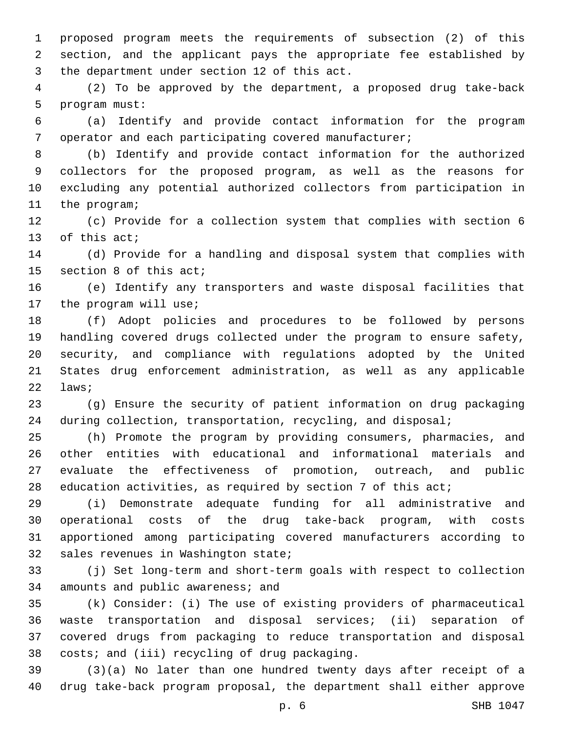proposed program meets the requirements of subsection (2) of this section, and the applicant pays the appropriate fee established by the department under section 12 of this act.

(2) To be approved by the department, a proposed drug take-back program must:

(a) Identify and provide contact information for the program operator and each participating covered manufacturer;

(b) Identify and provide contact information for the authorized collectors for the proposed program, as well as the reasons for excluding any potential authorized collectors from participation in the program;

(c) Provide for a collection system that complies with section 6 of this act;

(d) Provide for a handling and disposal system that complies with section 8 of this act;

(e) Identify any transporters and waste disposal facilities that the program will use;

(f) Adopt policies and procedures to be followed by persons handling covered drugs collected under the program to ensure safety, security, and compliance with regulations adopted by the United States drug enforcement administration, as well as any applicable laws;

(g) Ensure the security of patient information on drug packaging during collection, transportation, recycling, and disposal;

(h) Promote the program by providing consumers, pharmacies, and other entities with educational and informational materials and evaluate the effectiveness of promotion, outreach, and public education activities, as required by section 7 of this act;

(i) Demonstrate adequate funding for all administrative and operational costs of the drug take-back program, with costs apportioned among participating covered manufacturers according to sales revenues in Washington state;

(j) Set long-term and short-term goals with respect to collection amounts and public awareness; and

(k) Consider: (i) The use of existing providers of pharmaceutical waste transportation and disposal services; (ii) separation of covered drugs from packaging to reduce transportation and disposal costs; and (iii) recycling of drug packaging.

(3)(a) No later than one hundred twenty days after receipt of a drug take-back program proposal, the department shall either approve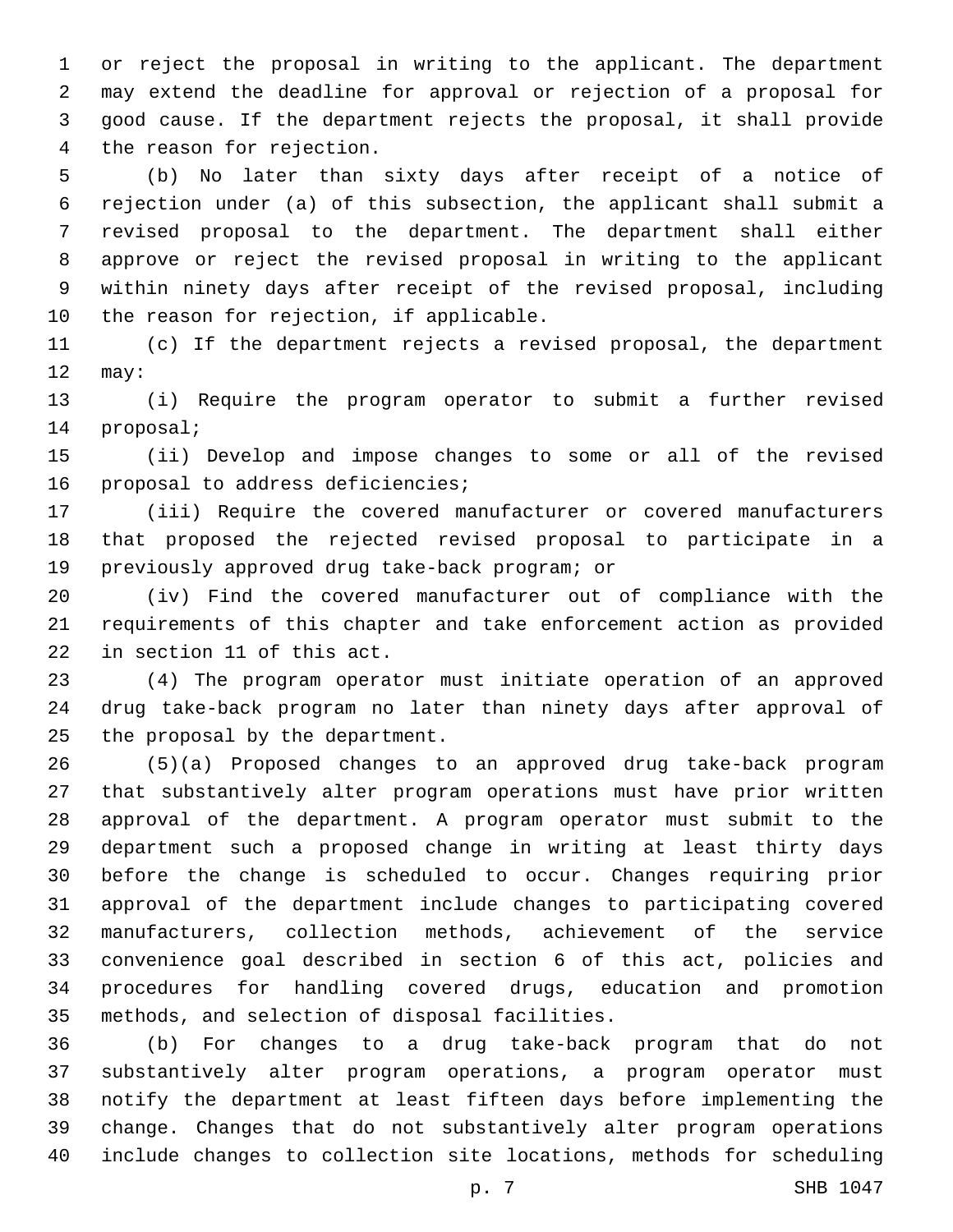or reject the proposal in writing to the applicant. The department may extend the deadline for approval or rejection of a proposal for good cause. If the department rejects the proposal, it shall provide the reason for rejection.

(b) No later than sixty days after receipt of a notice of rejection under (a) of this subsection, the applicant shall submit a revised proposal to the department. The department shall either approve or reject the revised proposal in writing to the applicant within ninety days after receipt of the revised proposal, including the reason for rejection, if applicable.

(c) If the department rejects a revised proposal, the department may:

(i) Require the program operator to submit a further revised proposal;

(ii) Develop and impose changes to some or all of the revised proposal to address deficiencies;

(iii) Require the covered manufacturer or covered manufacturers that proposed the rejected revised proposal to participate in a previously approved drug take-back program; or

(iv) Find the covered manufacturer out of compliance with the requirements of this chapter and take enforcement action as provided in section 11 of this act.

(4) The program operator must initiate operation of an approved drug take-back program no later than ninety days after approval of the proposal by the department.

(5)(a) Proposed changes to an approved drug take-back program that substantively alter program operations must have prior written approval of the department. A program operator must submit to the department such a proposed change in writing at least thirty days before the change is scheduled to occur. Changes requiring prior approval of the department include changes to participating covered manufacturers, collection methods, achievement of the service convenience goal described in section 6 of this act, policies and procedures for handling covered drugs, education and promotion methods, and selection of disposal facilities.

(b) For changes to a drug take-back program that do not substantively alter program operations, a program operator must notify the department at least fifteen days before implementing the change. Changes that do not substantively alter program operations include changes to collection site locations, methods for scheduling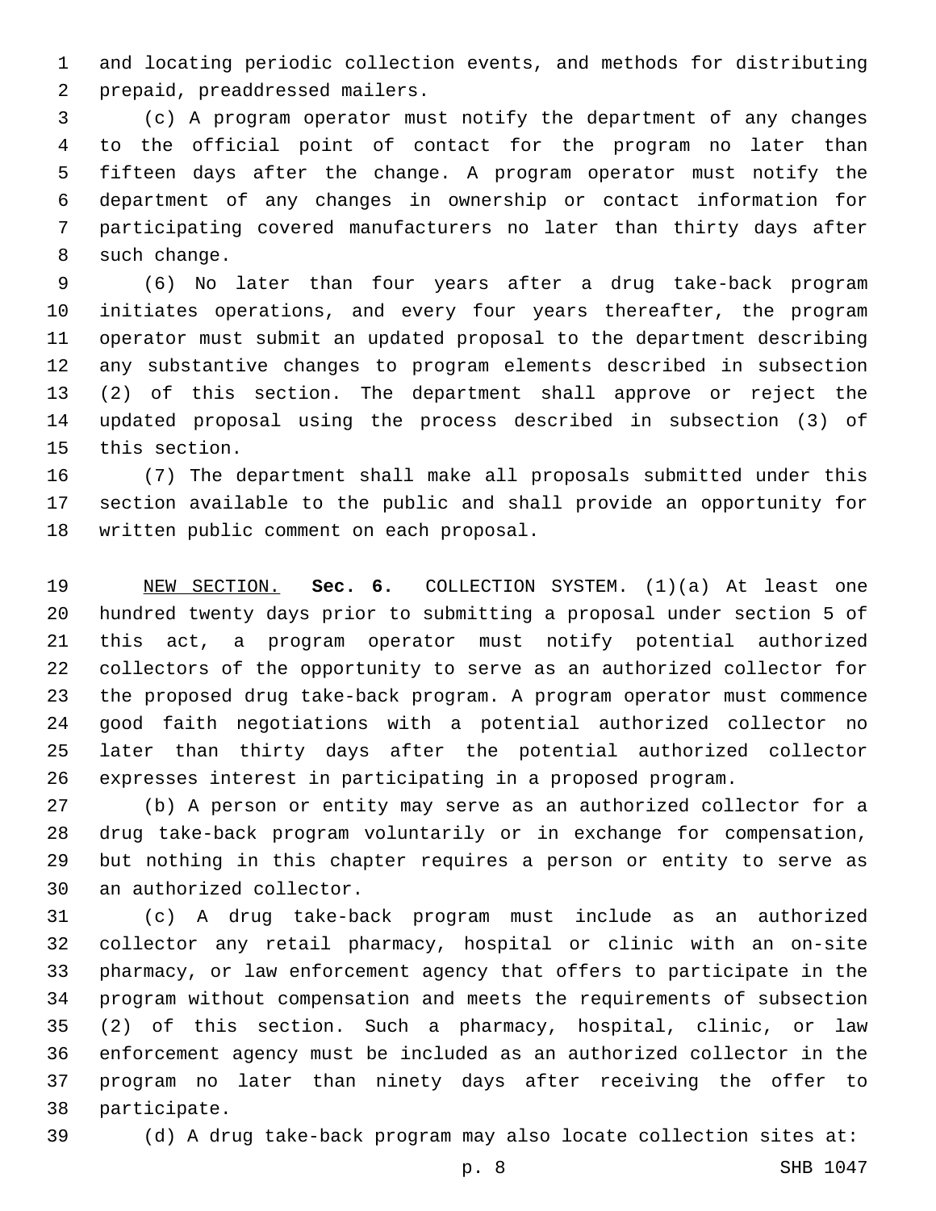and locating periodic collection events, and methods for distributing prepaid, preaddressed mailers.

(c) A program operator must notify the department of any changes to the official point of contact for the program no later than fifteen days after the change. A program operator must notify the department of any changes in ownership or contact information for participating covered manufacturers no later than thirty days after such change.

(6) No later than four years after a drug take-back program initiates operations, and every four years thereafter, the program operator must submit an updated proposal to the department describing any substantive changes to program elements described in subsection (2) of this section. The department shall approve or reject the updated proposal using the process described in subsection (3) of this section.

(7) The department shall make all proposals submitted under this section available to the public and shall provide an opportunity for written public comment on each proposal.

NEW SECTION. **Sec. 6.** COLLECTION SYSTEM. (1)(a) At least one hundred twenty days prior to submitting a proposal under section 5 of this act, a program operator must notify potential authorized collectors of the opportunity to serve as an authorized collector for the proposed drug take-back program. A program operator must commence good faith negotiations with a potential authorized collector no later than thirty days after the potential authorized collector expresses interest in participating in a proposed program.

(b) A person or entity may serve as an authorized collector for a drug take-back program voluntarily or in exchange for compensation, but nothing in this chapter requires a person or entity to serve as an authorized collector.

(c) A drug take-back program must include as an authorized collector any retail pharmacy, hospital or clinic with an on-site pharmacy, or law enforcement agency that offers to participate in the program without compensation and meets the requirements of subsection (2) of this section. Such a pharmacy, hospital, clinic, or law enforcement agency must be included as an authorized collector in the program no later than ninety days after receiving the offer to participate.

(d) A drug take-back program may also locate collection sites at: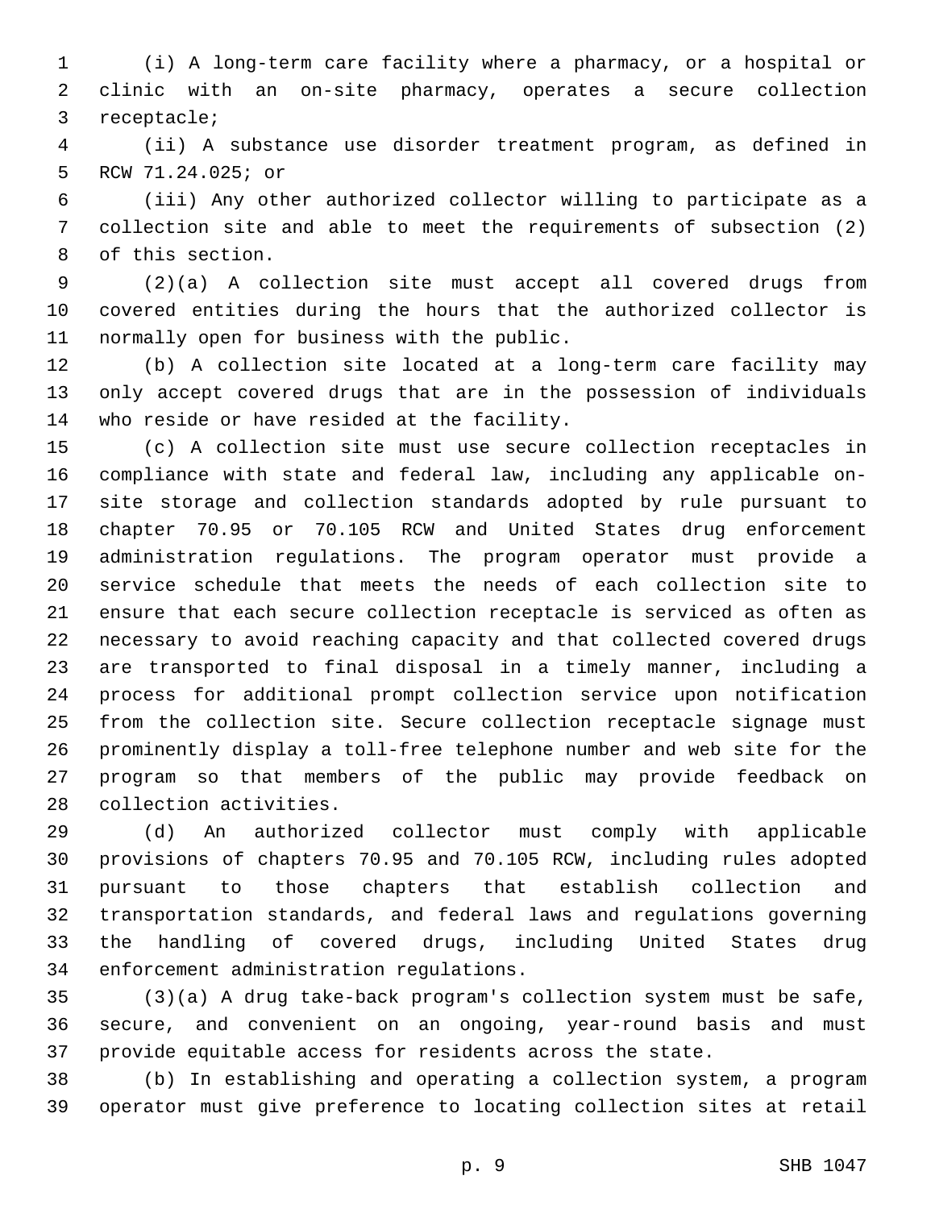(i) A long-term care facility where a pharmacy, or a hospital or clinic with an on-site pharmacy, operates a secure collection receptacle;

(ii) A substance use disorder treatment program, as defined in RCW 71.24.025; or

(iii) Any other authorized collector willing to participate as a collection site and able to meet the requirements of subsection (2) of this section.

(2)(a) A collection site must accept all covered drugs from covered entities during the hours that the authorized collector is normally open for business with the public.

(b) A collection site located at a long-term care facility may only accept covered drugs that are in the possession of individuals who reside or have resided at the facility.

(c) A collection site must use secure collection receptacles in compliance with state and federal law, including any applicable on-site storage and collection standards adopted by rule pursuant to chapter 70.95 or 70.105 RCW and United States drug enforcement administration regulations. The program operator must provide a service schedule that meets the needs of each collection site to ensure that each secure collection receptacle is serviced as often as necessary to avoid reaching capacity and that collected covered drugs are transported to final disposal in a timely manner, including a process for additional prompt collection service upon notification from the collection site. Secure collection receptacle signage must prominently display a toll-free telephone number and web site for the program so that members of the public may provide feedback on collection activities.

(d) An authorized collector must comply with applicable provisions of chapters 70.95 and 70.105 RCW, including rules adopted pursuant to those chapters that establish collection and transportation standards, and federal laws and regulations governing the handling of covered drugs, including United States drug enforcement administration regulations.

(3)(a) A drug take-back program's collection system must be safe, secure, and convenient on an ongoing, year-round basis and must provide equitable access for residents across the state.

(b) In establishing and operating a collection system, a program operator must give preference to locating collection sites at retail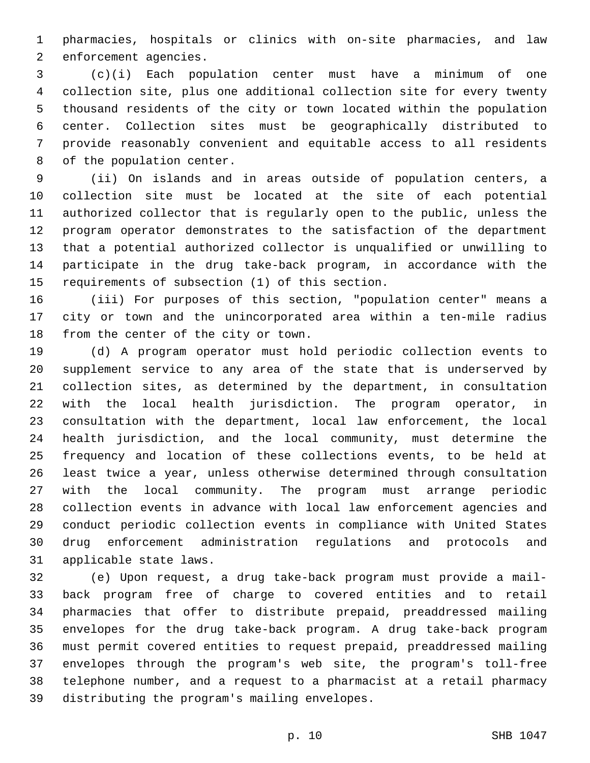pharmacies, hospitals or clinics with on-site pharmacies, and law enforcement agencies.

(c)(i) Each population center must have a minimum of one collection site, plus one additional collection site for every twenty thousand residents of the city or town located within the population center. Collection sites must be geographically distributed to provide reasonably convenient and equitable access to all residents of the population center.

(ii) On islands and in areas outside of population centers, a collection site must be located at the site of each potential authorized collector that is regularly open to the public, unless the program operator demonstrates to the satisfaction of the department that a potential authorized collector is unqualified or unwilling to participate in the drug take-back program, in accordance with the requirements of subsection (1) of this section.

(iii) For purposes of this section, "population center" means a city or town and the unincorporated area within a ten-mile radius from the center of the city or town.

(d) A program operator must hold periodic collection events to supplement service to any area of the state that is underserved by collection sites, as determined by the department, in consultation with the local health jurisdiction. The program operator, in consultation with the department, local law enforcement, the local health jurisdiction, and the local community, must determine the frequency and location of these collections events, to be held at least twice a year, unless otherwise determined through consultation with the local community. The program must arrange periodic collection events in advance with local law enforcement agencies and conduct periodic collection events in compliance with United States drug enforcement administration regulations and protocols and applicable state laws.

(e) Upon request, a drug take-back program must provide a mail-back program free of charge to covered entities and to retail pharmacies that offer to distribute prepaid, preaddressed mailing envelopes for the drug take-back program. A drug take-back program must permit covered entities to request prepaid, preaddressed mailing envelopes through the program's web site, the program's toll-free telephone number, and a request to a pharmacist at a retail pharmacy distributing the program's mailing envelopes.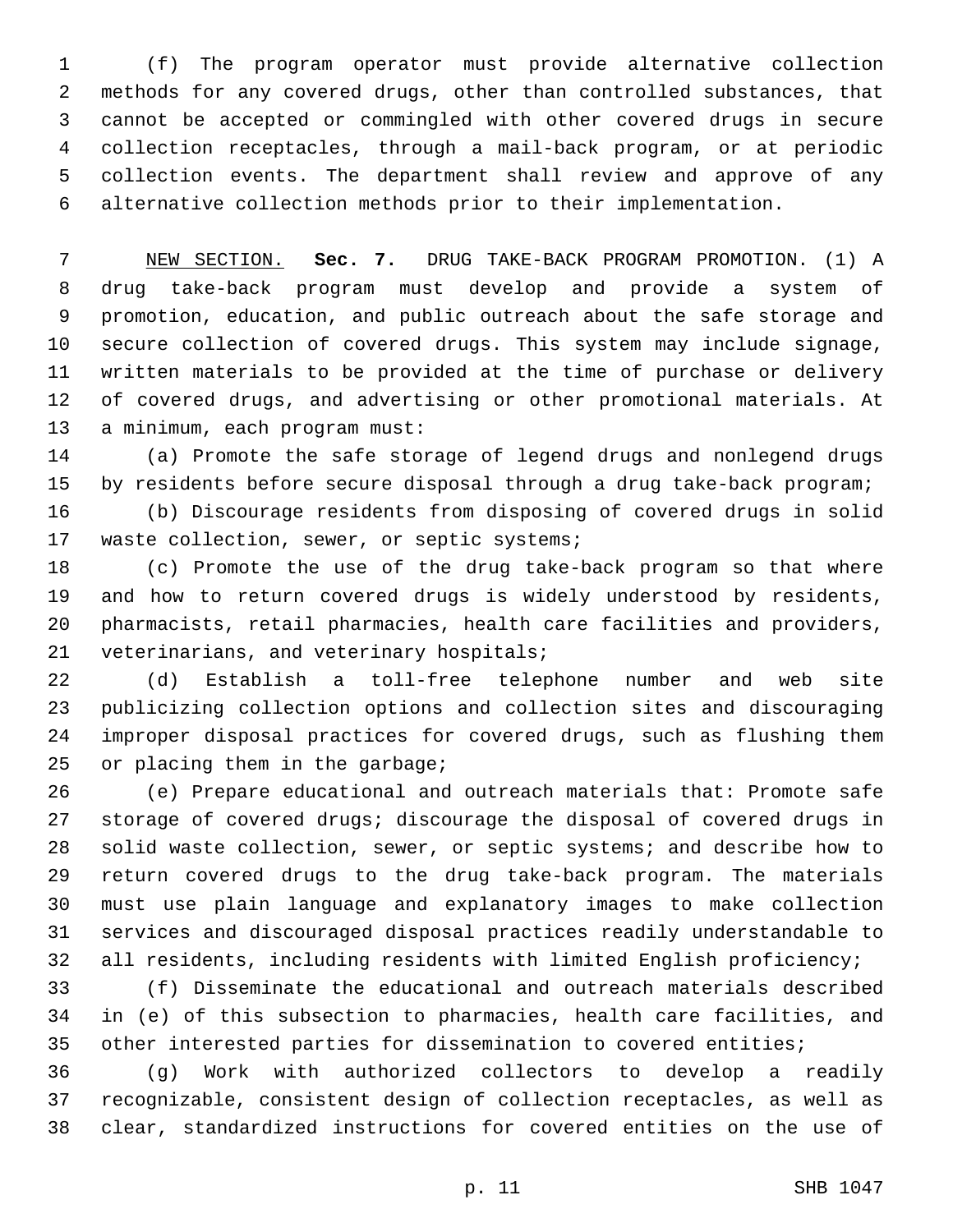(f) The program operator must provide alternative collection methods for any covered drugs, other than controlled substances, that cannot be accepted or commingled with other covered drugs in secure collection receptacles, through a mail-back program, or at periodic collection events. The department shall review and approve of any alternative collection methods prior to their implementation.

NEW SECTION. **Sec. 7.** DRUG TAKE-BACK PROGRAM PROMOTION. (1) A drug take-back program must develop and provide a system of promotion, education, and public outreach about the safe storage and secure collection of covered drugs. This system may include signage, written materials to be provided at the time of purchase or delivery of covered drugs, and advertising or other promotional materials. At a minimum, each program must:

(a) Promote the safe storage of legend drugs and nonlegend drugs by residents before secure disposal through a drug take-back program;

(b) Discourage residents from disposing of covered drugs in solid waste collection, sewer, or septic systems;

(c) Promote the use of the drug take-back program so that where and how to return covered drugs is widely understood by residents, pharmacists, retail pharmacies, health care facilities and providers, veterinarians, and veterinary hospitals;

(d) Establish a toll-free telephone number and web site publicizing collection options and collection sites and discouraging improper disposal practices for covered drugs, such as flushing them or placing them in the garbage;

(e) Prepare educational and outreach materials that: Promote safe storage of covered drugs; discourage the disposal of covered drugs in solid waste collection, sewer, or septic systems; and describe how to return covered drugs to the drug take-back program. The materials must use plain language and explanatory images to make collection services and discouraged disposal practices readily understandable to all residents, including residents with limited English proficiency;

(f) Disseminate the educational and outreach materials described in (e) of this subsection to pharmacies, health care facilities, and other interested parties for dissemination to covered entities;

(g) Work with authorized collectors to develop a readily recognizable, consistent design of collection receptacles, as well as clear, standardized instructions for covered entities on the use of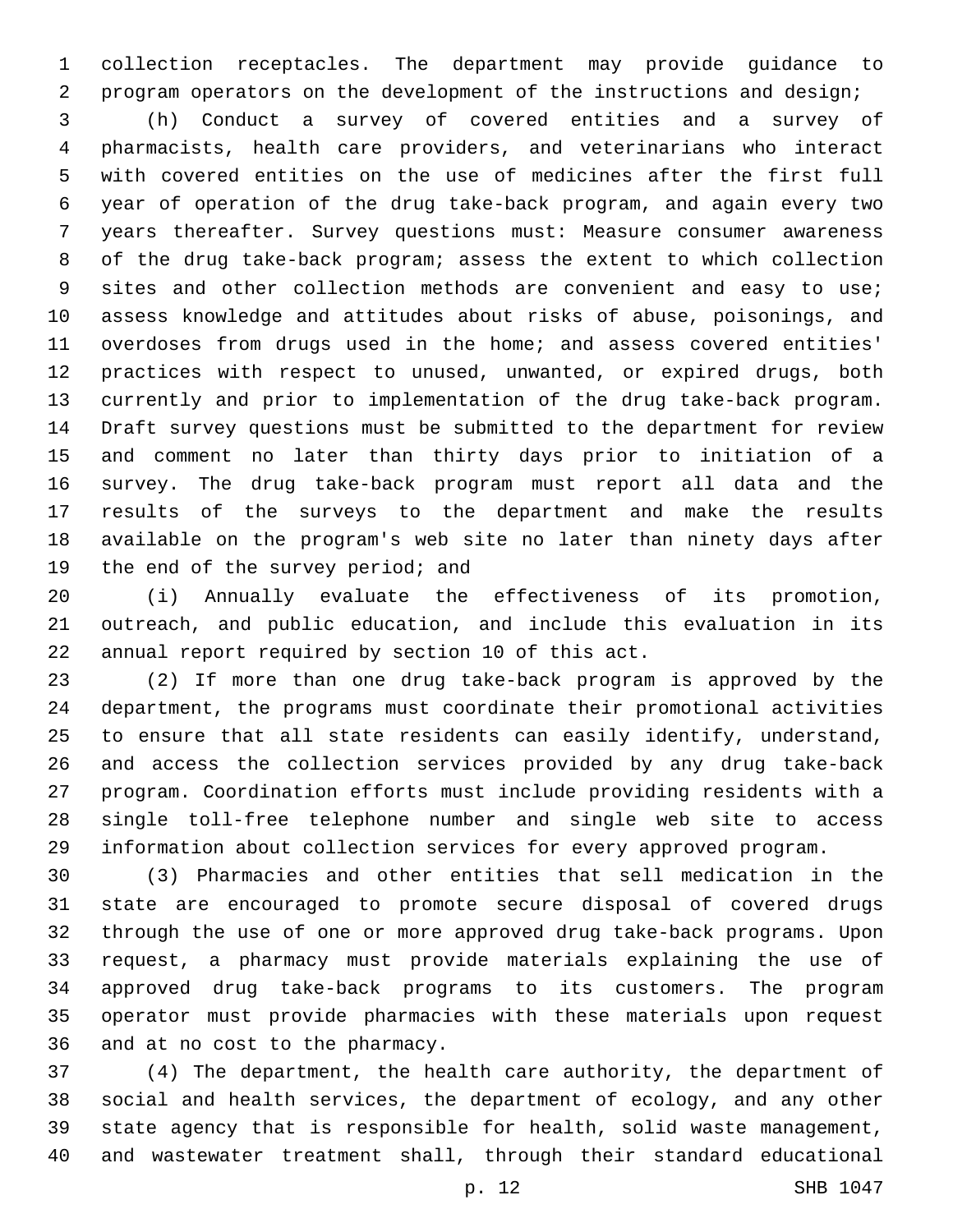collection receptacles. The department may provide guidance to program operators on the development of the instructions and design;

(h) Conduct a survey of covered entities and a survey of pharmacists, health care providers, and veterinarians who interact with covered entities on the use of medicines after the first full year of operation of the drug take-back program, and again every two years thereafter. Survey questions must: Measure consumer awareness of the drug take-back program; assess the extent to which collection sites and other collection methods are convenient and easy to use; assess knowledge and attitudes about risks of abuse, poisonings, and overdoses from drugs used in the home; and assess covered entities' practices with respect to unused, unwanted, or expired drugs, both currently and prior to implementation of the drug take-back program. Draft survey questions must be submitted to the department for review and comment no later than thirty days prior to initiation of a survey. The drug take-back program must report all data and the results of the surveys to the department and make the results available on the program's web site no later than ninety days after the end of the survey period; and

(i) Annually evaluate the effectiveness of its promotion, outreach, and public education, and include this evaluation in its annual report required by section 10 of this act.

(2) If more than one drug take-back program is approved by the department, the programs must coordinate their promotional activities to ensure that all state residents can easily identify, understand, and access the collection services provided by any drug take-back program. Coordination efforts must include providing residents with a single toll-free telephone number and single web site to access information about collection services for every approved program.

(3) Pharmacies and other entities that sell medication in the state are encouraged to promote secure disposal of covered drugs through the use of one or more approved drug take-back programs. Upon request, a pharmacy must provide materials explaining the use of approved drug take-back programs to its customers. The program operator must provide pharmacies with these materials upon request and at no cost to the pharmacy.

(4) The department, the health care authority, the department of social and health services, the department of ecology, and any other state agency that is responsible for health, solid waste management, and wastewater treatment shall, through their standard educational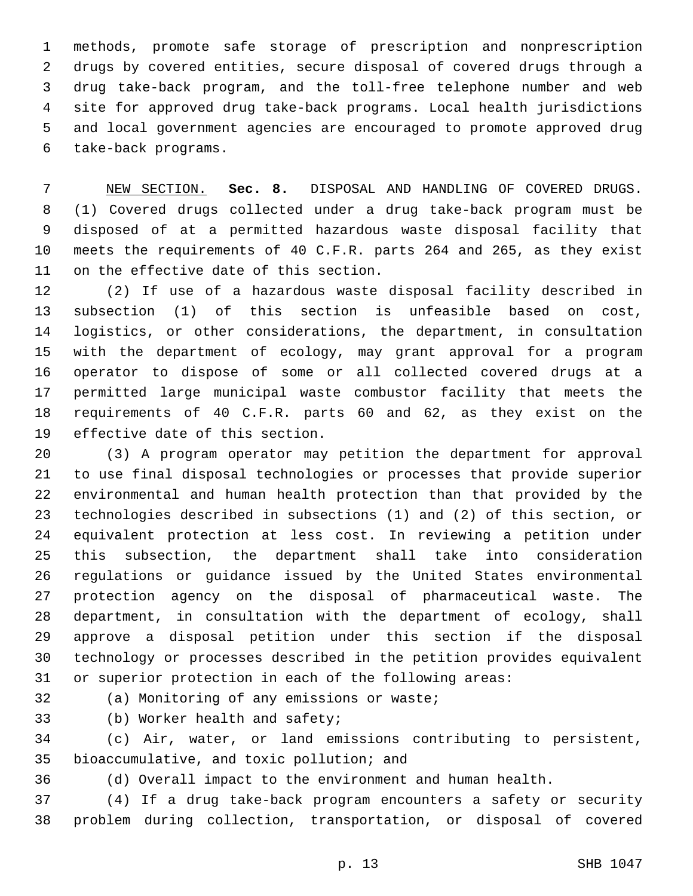methods, promote safe storage of prescription and nonprescription drugs by covered entities, secure disposal of covered drugs through a drug take-back program, and the toll-free telephone number and web site for approved drug take-back programs. Local health jurisdictions and local government agencies are encouraged to promote approved drug take-back programs.

NEW SECTION. **Sec. 8.** DISPOSAL AND HANDLING OF COVERED DRUGS. (1) Covered drugs collected under a drug take-back program must be disposed of at a permitted hazardous waste disposal facility that meets the requirements of 40 C.F.R. parts 264 and 265, as they exist on the effective date of this section.

(2) If use of a hazardous waste disposal facility described in subsection (1) of this section is unfeasible based on cost, logistics, or other considerations, the department, in consultation with the department of ecology, may grant approval for a program operator to dispose of some or all collected covered drugs at a permitted large municipal waste combustor facility that meets the requirements of 40 C.F.R. parts 60 and 62, as they exist on the effective date of this section.

(3) A program operator may petition the department for approval to use final disposal technologies or processes that provide superior environmental and human health protection than that provided by the technologies described in subsections (1) and (2) of this section, or equivalent protection at less cost. In reviewing a petition under this subsection, the department shall take into consideration regulations or guidance issued by the United States environmental protection agency on the disposal of pharmaceutical waste. The department, in consultation with the department of ecology, shall approve a disposal petition under this section if the disposal technology or processes described in the petition provides equivalent or superior protection in each of the following areas:

(a) Monitoring of any emissions or waste;

(b) Worker health and safety;

(c) Air, water, or land emissions contributing to persistent, bioaccumulative, and toxic pollution; and

(d) Overall impact to the environment and human health.

(4) If a drug take-back program encounters a safety or security problem during collection, transportation, or disposal of covered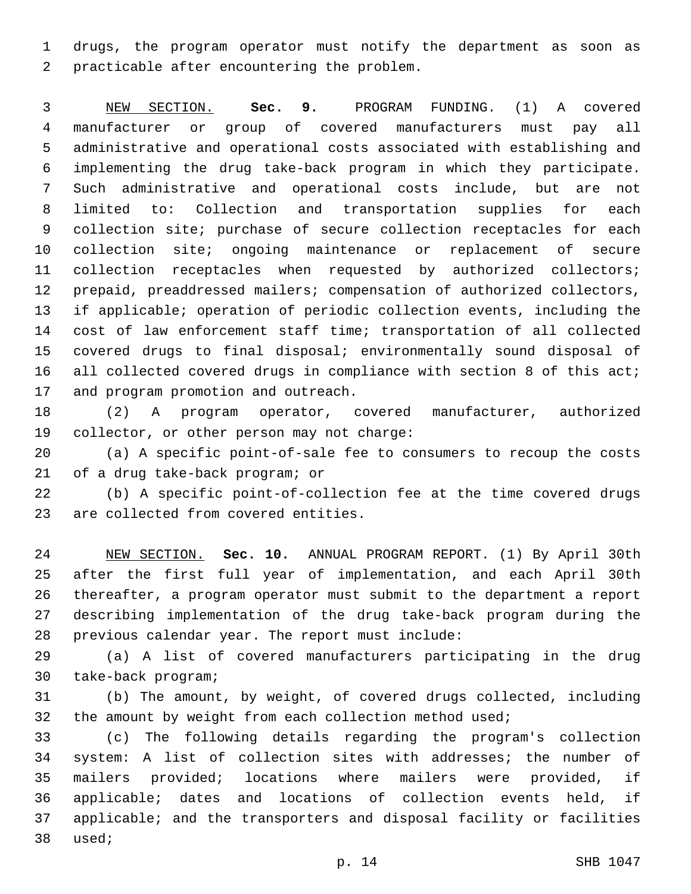drugs, the program operator must notify the department as soon as practicable after encountering the problem.

NEW SECTION. **Sec. 9.** PROGRAM FUNDING. (1) A covered manufacturer or group of covered manufacturers must pay all administrative and operational costs associated with establishing and implementing the drug take-back program in which they participate. Such administrative and operational costs include, but are not limited to: Collection and transportation supplies for each collection site; purchase of secure collection receptacles for each collection site; ongoing maintenance or replacement of secure collection receptacles when requested by authorized collectors; prepaid, preaddressed mailers; compensation of authorized collectors, if applicable; operation of periodic collection events, including the cost of law enforcement staff time; transportation of all collected covered drugs to final disposal; environmentally sound disposal of all collected covered drugs in compliance with section 8 of this act; and program promotion and outreach.

(2) A program operator, covered manufacturer, authorized collector, or other person may not charge:

(a) A specific point-of-sale fee to consumers to recoup the costs of a drug take-back program; or

(b) A specific point-of-collection fee at the time covered drugs are collected from covered entities.

NEW SECTION. **Sec. 10.** ANNUAL PROGRAM REPORT. (1) By April 30th after the first full year of implementation, and each April 30th thereafter, a program operator must submit to the department a report describing implementation of the drug take-back program during the previous calendar year. The report must include:

(a) A list of covered manufacturers participating in the drug take-back program;

(b) The amount, by weight, of covered drugs collected, including the amount by weight from each collection method used;

(c) The following details regarding the program's collection system: A list of collection sites with addresses; the number of mailers provided; locations where mailers were provided, if applicable; dates and locations of collection events held, if applicable; and the transporters and disposal facility or facilities used;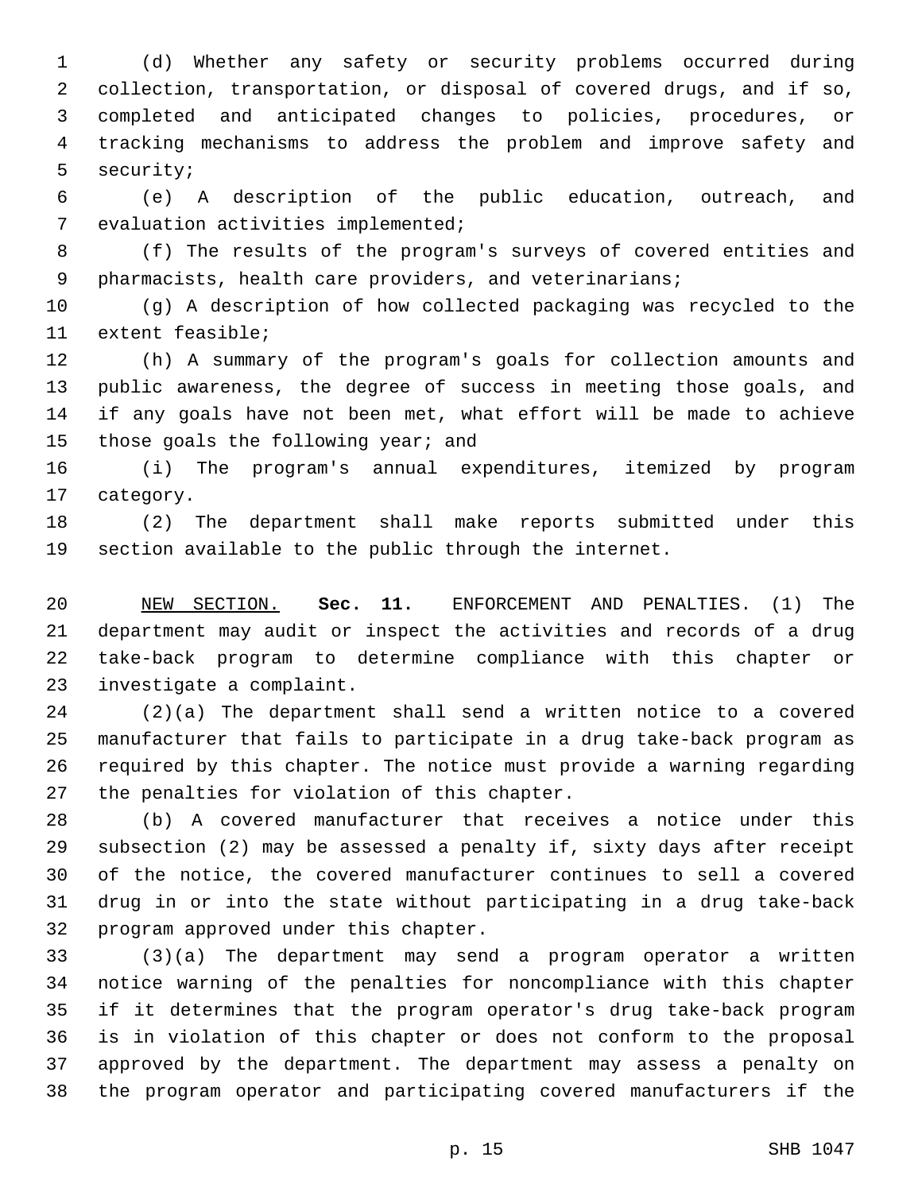(d) Whether any safety or security problems occurred during collection, transportation, or disposal of covered drugs, and if so, completed and anticipated changes to policies, procedures, or tracking mechanisms to address the problem and improve safety and security;

(e) A description of the public education, outreach, and evaluation activities implemented;

(f) The results of the program's surveys of covered entities and pharmacists, health care providers, and veterinarians;

(g) A description of how collected packaging was recycled to the extent feasible;

(h) A summary of the program's goals for collection amounts and public awareness, the degree of success in meeting those goals, and if any goals have not been met, what effort will be made to achieve those goals the following year; and

(i) The program's annual expenditures, itemized by program category.

(2) The department shall make reports submitted under this section available to the public through the internet.

NEW SECTION. **Sec. 11.** ENFORCEMENT AND PENALTIES. (1) The department may audit or inspect the activities and records of a drug take-back program to determine compliance with this chapter or investigate a complaint.

(2)(a) The department shall send a written notice to a covered manufacturer that fails to participate in a drug take-back program as required by this chapter. The notice must provide a warning regarding the penalties for violation of this chapter.

(b) A covered manufacturer that receives a notice under this subsection (2) may be assessed a penalty if, sixty days after receipt of the notice, the covered manufacturer continues to sell a covered drug in or into the state without participating in a drug take-back program approved under this chapter.

(3)(a) The department may send a program operator a written notice warning of the penalties for noncompliance with this chapter if it determines that the program operator's drug take-back program is in violation of this chapter or does not conform to the proposal approved by the department. The department may assess a penalty on the program operator and participating covered manufacturers if the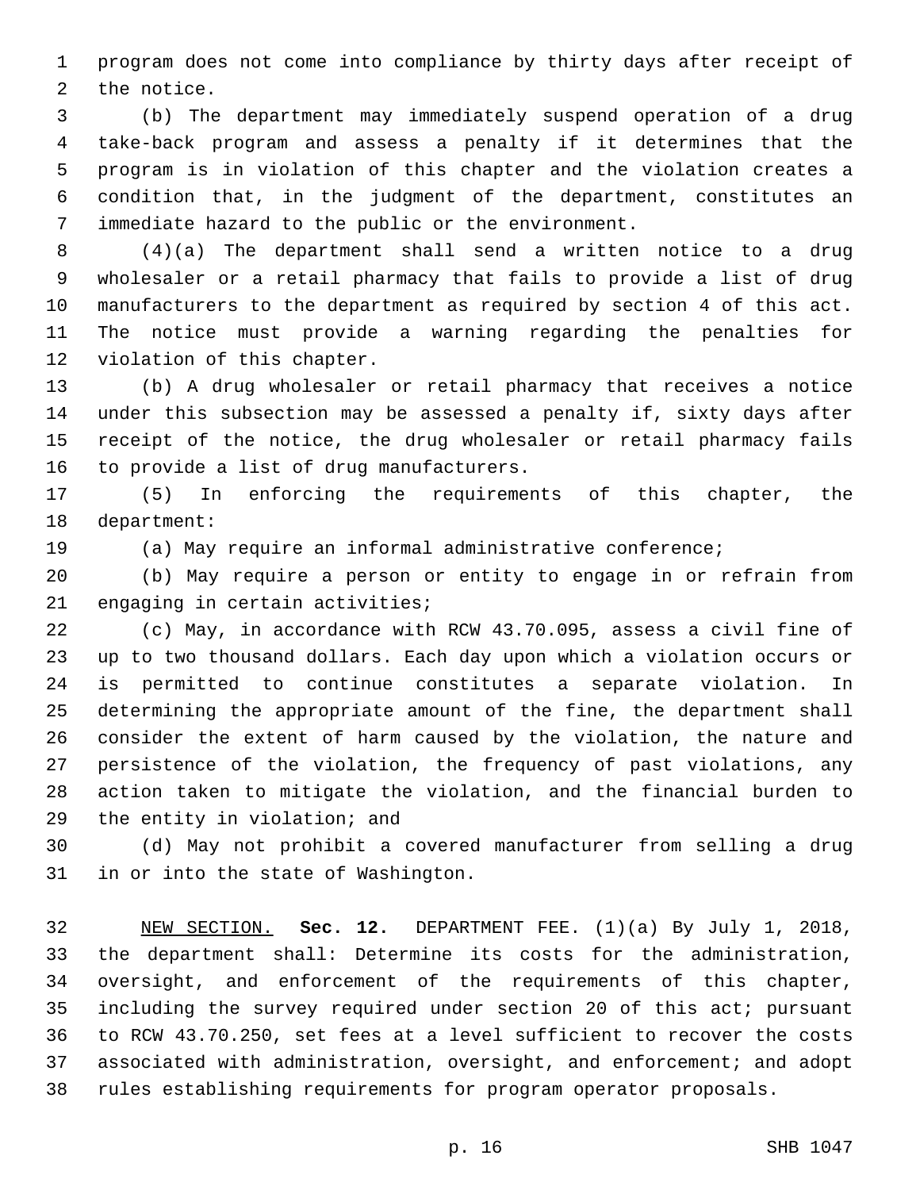program does not come into compliance by thirty days after receipt of the notice.

(b) The department may immediately suspend operation of a drug take-back program and assess a penalty if it determines that the program is in violation of this chapter and the violation creates a condition that, in the judgment of the department, constitutes an immediate hazard to the public or the environment.

(4)(a) The department shall send a written notice to a drug wholesaler or a retail pharmacy that fails to provide a list of drug manufacturers to the department as required by section 4 of this act. The notice must provide a warning regarding the penalties for violation of this chapter.

(b) A drug wholesaler or retail pharmacy that receives a notice under this subsection may be assessed a penalty if, sixty days after receipt of the notice, the drug wholesaler or retail pharmacy fails to provide a list of drug manufacturers.

(5) In enforcing the requirements of this chapter, the department:

(a) May require an informal administrative conference;

(b) May require a person or entity to engage in or refrain from engaging in certain activities;

(c) May, in accordance with RCW 43.70.095, assess a civil fine of up to two thousand dollars. Each day upon which a violation occurs or is permitted to continue constitutes a separate violation. In determining the appropriate amount of the fine, the department shall consider the extent of harm caused by the violation, the nature and persistence of the violation, the frequency of past violations, any action taken to mitigate the violation, and the financial burden to the entity in violation; and

(d) May not prohibit a covered manufacturer from selling a drug in or into the state of Washington.

NEW SECTION. **Sec. 12.** DEPARTMENT FEE. (1)(a) By July 1, 2018, the department shall: Determine its costs for the administration, oversight, and enforcement of the requirements of this chapter, including the survey required under section 20 of this act; pursuant to RCW 43.70.250, set fees at a level sufficient to recover the costs associated with administration, oversight, and enforcement; and adopt rules establishing requirements for program operator proposals.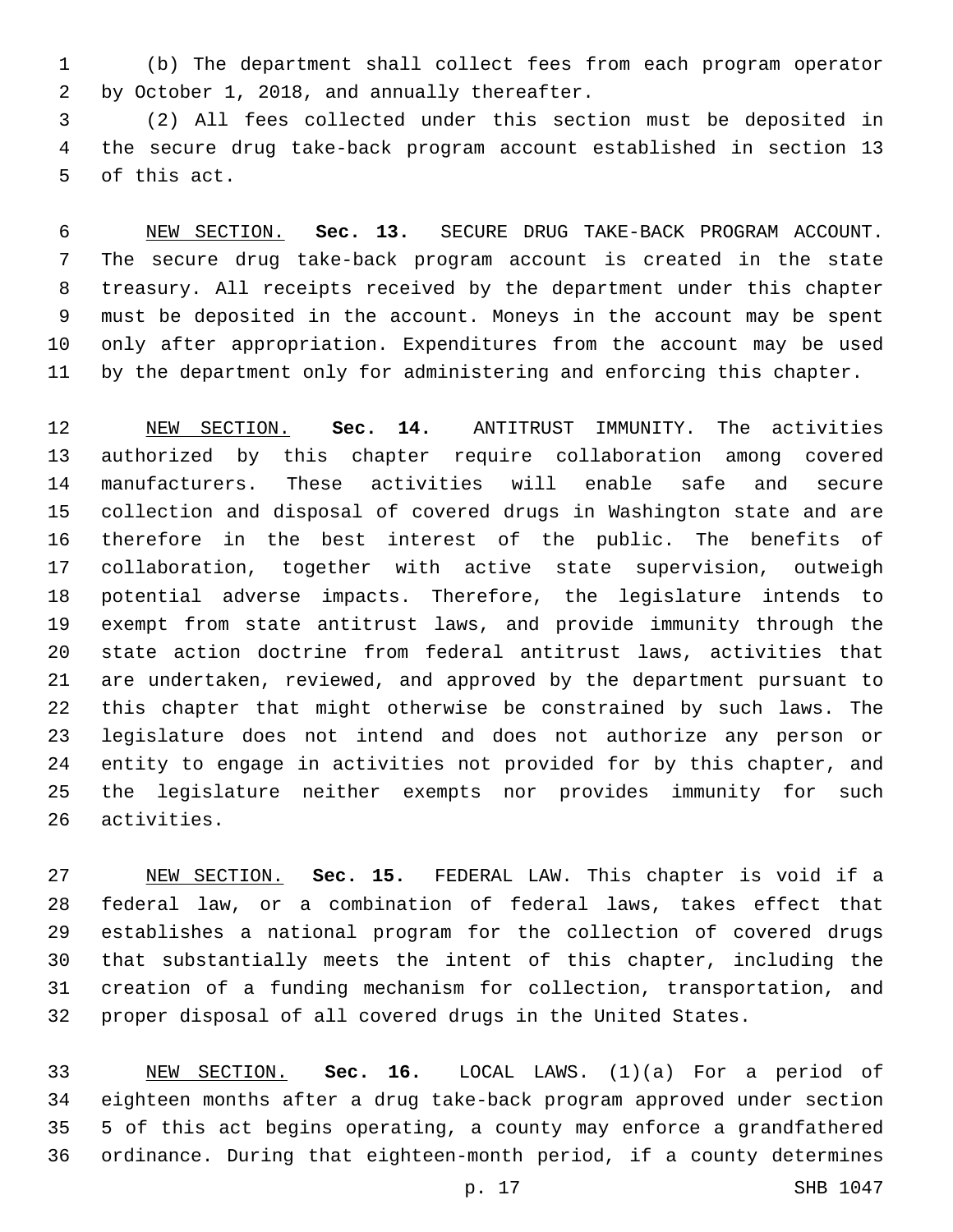(b) The department shall collect fees from each program operator by October 1, 2018, and annually thereafter.

(2) All fees collected under this section must be deposited in the secure drug take-back program account established in section 13 of this act.

NEW SECTION. **Sec. 13.** SECURE DRUG TAKE-BACK PROGRAM ACCOUNT. The secure drug take-back program account is created in the state treasury. All receipts received by the department under this chapter must be deposited in the account. Moneys in the account may be spent only after appropriation. Expenditures from the account may be used by the department only for administering and enforcing this chapter.

NEW SECTION. **Sec. 14.** ANTITRUST IMMUNITY. The activities authorized by this chapter require collaboration among covered manufacturers. These activities will enable safe and secure collection and disposal of covered drugs in Washington state and are therefore in the best interest of the public. The benefits of collaboration, together with active state supervision, outweigh potential adverse impacts. Therefore, the legislature intends to exempt from state antitrust laws, and provide immunity through the state action doctrine from federal antitrust laws, activities that are undertaken, reviewed, and approved by the department pursuant to this chapter that might otherwise be constrained by such laws. The legislature does not intend and does not authorize any person or entity to engage in activities not provided for by this chapter, and the legislature neither exempts nor provides immunity for such activities.

NEW SECTION. **Sec. 15.** FEDERAL LAW. This chapter is void if a federal law, or a combination of federal laws, takes effect that establishes a national program for the collection of covered drugs that substantially meets the intent of this chapter, including the creation of a funding mechanism for collection, transportation, and proper disposal of all covered drugs in the United States.

NEW SECTION. **Sec. 16.** LOCAL LAWS. (1)(a) For a period of eighteen months after a drug take-back program approved under section 5 of this act begins operating, a county may enforce a grandfathered ordinance. During that eighteen-month period, if a county determines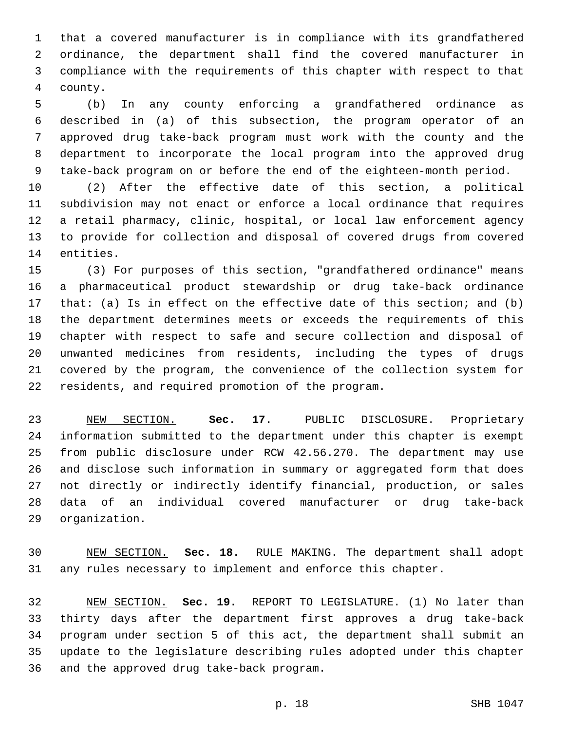that a covered manufacturer is in compliance with its grandfathered ordinance, the department shall find the covered manufacturer in compliance with the requirements of this chapter with respect to that county.

(b) In any county enforcing a grandfathered ordinance as described in (a) of this subsection, the program operator of an approved drug take-back program must work with the county and the department to incorporate the local program into the approved drug take-back program on or before the end of the eighteen-month period.

(2) After the effective date of this section, a political subdivision may not enact or enforce a local ordinance that requires a retail pharmacy, clinic, hospital, or local law enforcement agency to provide for collection and disposal of covered drugs from covered entities.

(3) For purposes of this section, "grandfathered ordinance" means a pharmaceutical product stewardship or drug take-back ordinance that: (a) Is in effect on the effective date of this section; and (b) the department determines meets or exceeds the requirements of this chapter with respect to safe and secure collection and disposal of unwanted medicines from residents, including the types of drugs covered by the program, the convenience of the collection system for residents, and required promotion of the program.

NEW SECTION. **Sec. 17.** PUBLIC DISCLOSURE. Proprietary information submitted to the department under this chapter is exempt from public disclosure under RCW 42.56.270. The department may use and disclose such information in summary or aggregated form that does not directly or indirectly identify financial, production, or sales data of an individual covered manufacturer or drug take-back organization.

NEW SECTION. **Sec. 18.** RULE MAKING. The department shall adopt any rules necessary to implement and enforce this chapter.

NEW SECTION. **Sec. 19.** REPORT TO LEGISLATURE. (1) No later than thirty days after the department first approves a drug take-back program under section 5 of this act, the department shall submit an update to the legislature describing rules adopted under this chapter and the approved drug take-back program.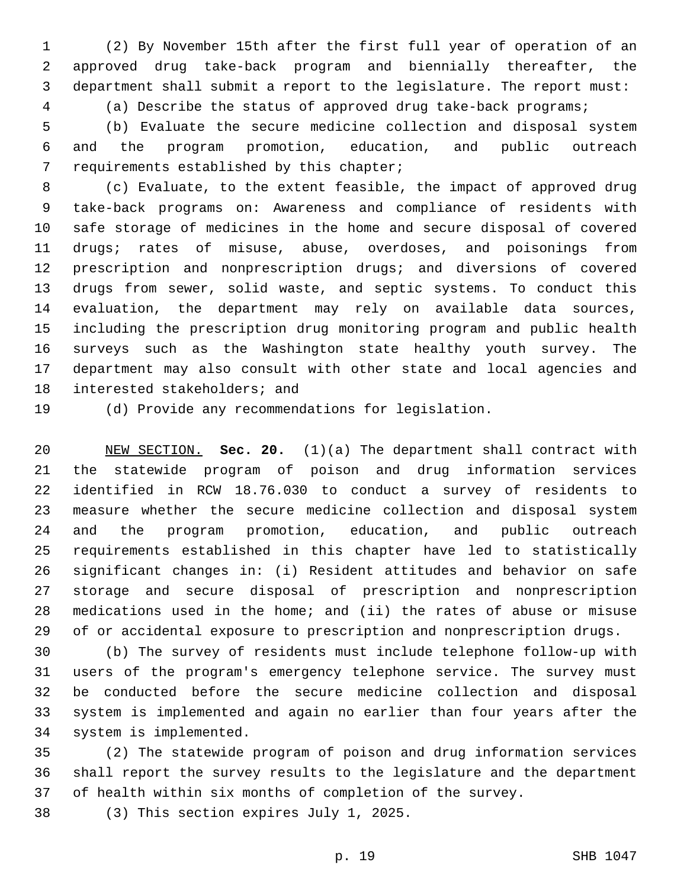(2) By November 15th after the first full year of operation of an approved drug take-back program and biennially thereafter, the department shall submit a report to the legislature. The report must:

(a) Describe the status of approved drug take-back programs;

(b) Evaluate the secure medicine collection and disposal system and the program promotion, education, and public outreach requirements established by this chapter;

(c) Evaluate, to the extent feasible, the impact of approved drug take-back programs on: Awareness and compliance of residents with safe storage of medicines in the home and secure disposal of covered drugs; rates of misuse, abuse, overdoses, and poisonings from prescription and nonprescription drugs; and diversions of covered drugs from sewer, solid waste, and septic systems. To conduct this evaluation, the department may rely on available data sources, including the prescription drug monitoring program and public health surveys such as the Washington state healthy youth survey. The department may also consult with other state and local agencies and interested stakeholders; and

(d) Provide any recommendations for legislation.

NEW SECTION. **Sec. 20.** (1)(a) The department shall contract with the statewide program of poison and drug information services identified in RCW 18.76.030 to conduct a survey of residents to measure whether the secure medicine collection and disposal system and the program promotion, education, and public outreach requirements established in this chapter have led to statistically significant changes in: (i) Resident attitudes and behavior on safe storage and secure disposal of prescription and nonprescription medications used in the home; and (ii) the rates of abuse or misuse of or accidental exposure to prescription and nonprescription drugs.

(b) The survey of residents must include telephone follow-up with users of the program's emergency telephone service. The survey must be conducted before the secure medicine collection and disposal system is implemented and again no earlier than four years after the system is implemented.

(2) The statewide program of poison and drug information services shall report the survey results to the legislature and the department of health within six months of completion of the survey.

(3) This section expires July 1, 2025.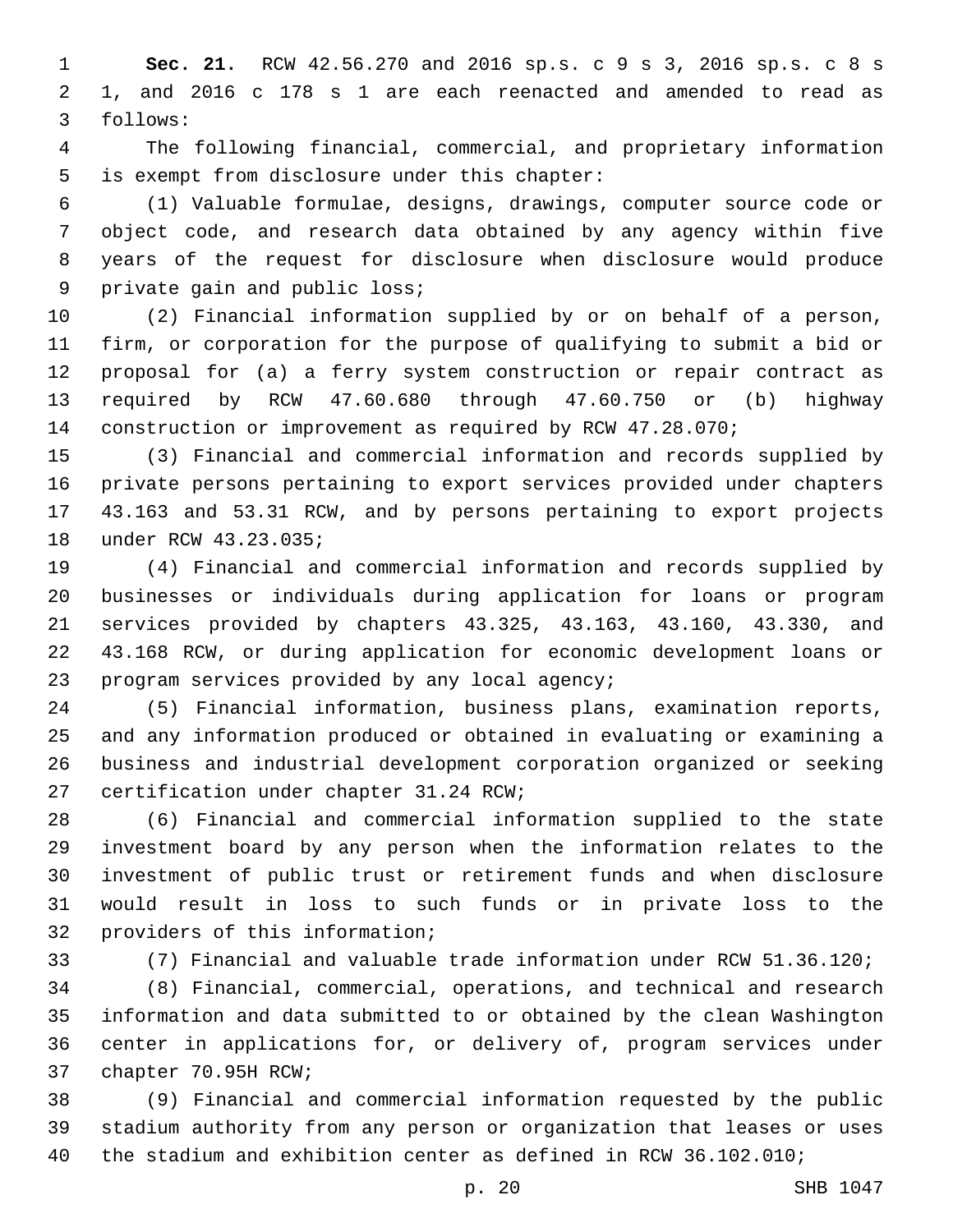**Sec. 21.** RCW 42.56.270 and 2016 sp.s. c 9 s 3, 2016 sp.s. c 8 s 1, and 2016 c 178 s 1 are each reenacted and amended to read as follows:

The following financial, commercial, and proprietary information is exempt from disclosure under this chapter:

(1) Valuable formulae, designs, drawings, computer source code or object code, and research data obtained by any agency within five years of the request for disclosure when disclosure would produce private gain and public loss;

(2) Financial information supplied by or on behalf of a person, firm, or corporation for the purpose of qualifying to submit a bid or proposal for (a) a ferry system construction or repair contract as required by RCW 47.60.680 through 47.60.750 or (b) highway construction or improvement as required by RCW 47.28.070;

(3) Financial and commercial information and records supplied by private persons pertaining to export services provided under chapters 43.163 and 53.31 RCW, and by persons pertaining to export projects under RCW 43.23.035;

(4) Financial and commercial information and records supplied by businesses or individuals during application for loans or program services provided by chapters 43.325, 43.163, 43.160, 43.330, and 43.168 RCW, or during application for economic development loans or program services provided by any local agency;

(5) Financial information, business plans, examination reports, and any information produced or obtained in evaluating or examining a business and industrial development corporation organized or seeking certification under chapter 31.24 RCW;

(6) Financial and commercial information supplied to the state investment board by any person when the information relates to the investment of public trust or retirement funds and when disclosure would result in loss to such funds or in private loss to the providers of this information;

(7) Financial and valuable trade information under RCW 51.36.120;

(8) Financial, commercial, operations, and technical and research information and data submitted to or obtained by the clean Washington center in applications for, or delivery of, program services under chapter 70.95H RCW;

(9) Financial and commercial information requested by the public stadium authority from any person or organization that leases or uses the stadium and exhibition center as defined in RCW 36.102.010;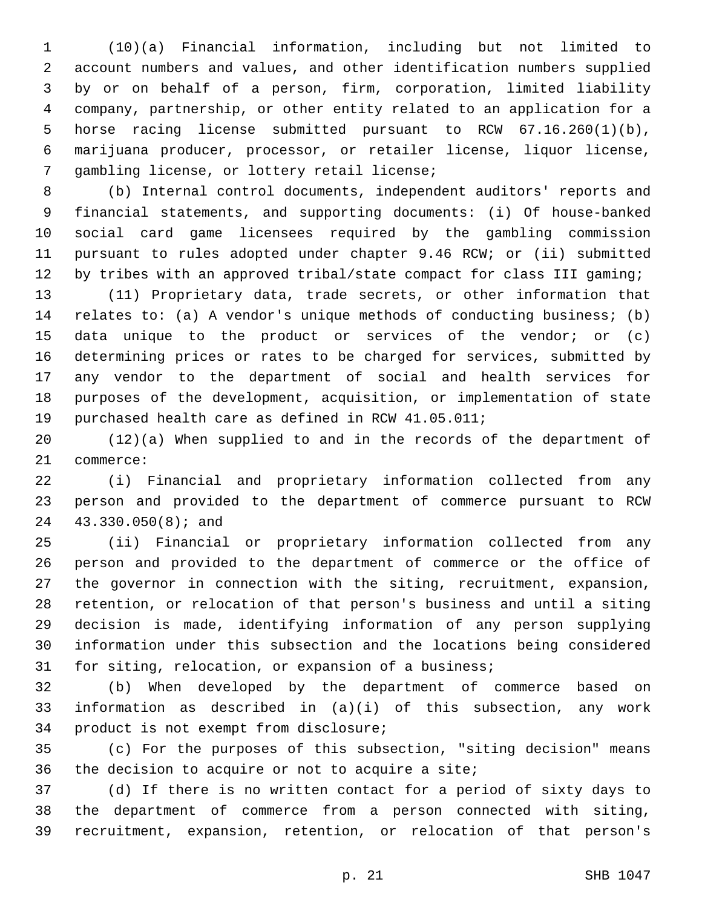(10)(a) Financial information, including but not limited to account numbers and values, and other identification numbers supplied by or on behalf of a person, firm, corporation, limited liability company, partnership, or other entity related to an application for a horse racing license submitted pursuant to RCW 67.16.260(1)(b), marijuana producer, processor, or retailer license, liquor license, gambling license, or lottery retail license;

(b) Internal control documents, independent auditors' reports and financial statements, and supporting documents: (i) Of house-banked social card game licensees required by the gambling commission pursuant to rules adopted under chapter 9.46 RCW; or (ii) submitted by tribes with an approved tribal/state compact for class III gaming;

(11) Proprietary data, trade secrets, or other information that relates to: (a) A vendor's unique methods of conducting business; (b) data unique to the product or services of the vendor; or (c) determining prices or rates to be charged for services, submitted by any vendor to the department of social and health services for purposes of the development, acquisition, or implementation of state purchased health care as defined in RCW 41.05.011;

(12)(a) When supplied to and in the records of the department of commerce:

(i) Financial and proprietary information collected from any person and provided to the department of commerce pursuant to RCW 43.330.050(8); and

(ii) Financial or proprietary information collected from any person and provided to the department of commerce or the office of the governor in connection with the siting, recruitment, expansion, retention, or relocation of that person's business and until a siting decision is made, identifying information of any person supplying information under this subsection and the locations being considered for siting, relocation, or expansion of a business;

(b) When developed by the department of commerce based on information as described in (a)(i) of this subsection, any work product is not exempt from disclosure;

(c) For the purposes of this subsection, "siting decision" means the decision to acquire or not to acquire a site;

(d) If there is no written contact for a period of sixty days to the department of commerce from a person connected with siting, recruitment, expansion, retention, or relocation of that person's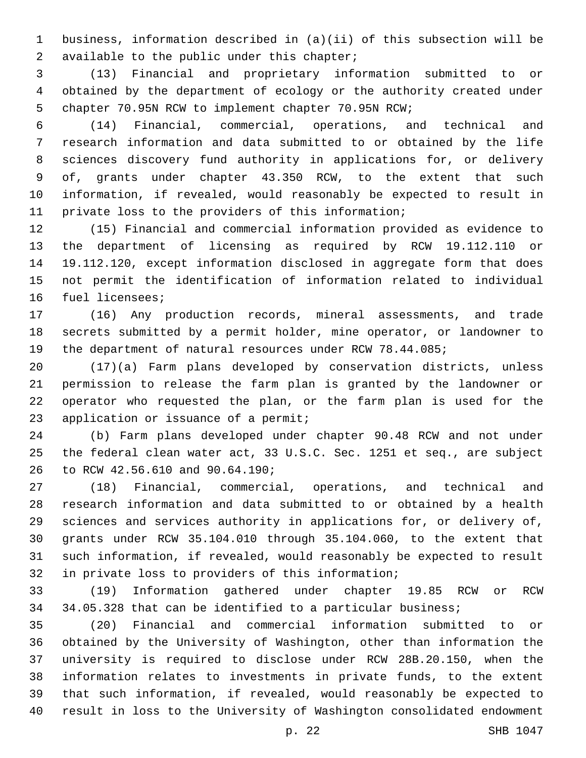business, information described in (a)(ii) of this subsection will be available to the public under this chapter;

(13) Financial and proprietary information submitted to or obtained by the department of ecology or the authority created under chapter 70.95N RCW to implement chapter 70.95N RCW;

(14) Financial, commercial, operations, and technical and research information and data submitted to or obtained by the life sciences discovery fund authority in applications for, or delivery of, grants under chapter 43.350 RCW, to the extent that such information, if revealed, would reasonably be expected to result in private loss to the providers of this information;

(15) Financial and commercial information provided as evidence to the department of licensing as required by RCW 19.112.110 or 19.112.120, except information disclosed in aggregate form that does not permit the identification of information related to individual fuel licensees;

(16) Any production records, mineral assessments, and trade secrets submitted by a permit holder, mine operator, or landowner to the department of natural resources under RCW 78.44.085;

(17)(a) Farm plans developed by conservation districts, unless permission to release the farm plan is granted by the landowner or operator who requested the plan, or the farm plan is used for the application or issuance of a permit;

(b) Farm plans developed under chapter 90.48 RCW and not under the federal clean water act, 33 U.S.C. Sec. 1251 et seq., are subject to RCW 42.56.610 and 90.64.190;

(18) Financial, commercial, operations, and technical and research information and data submitted to or obtained by a health sciences and services authority in applications for, or delivery of, grants under RCW 35.104.010 through 35.104.060, to the extent that such information, if revealed, would reasonably be expected to result in private loss to providers of this information;

(19) Information gathered under chapter 19.85 RCW or RCW 34.05.328 that can be identified to a particular business;

(20) Financial and commercial information submitted to or obtained by the University of Washington, other than information the university is required to disclose under RCW 28B.20.150, when the information relates to investments in private funds, to the extent that such information, if revealed, would reasonably be expected to result in loss to the University of Washington consolidated endowment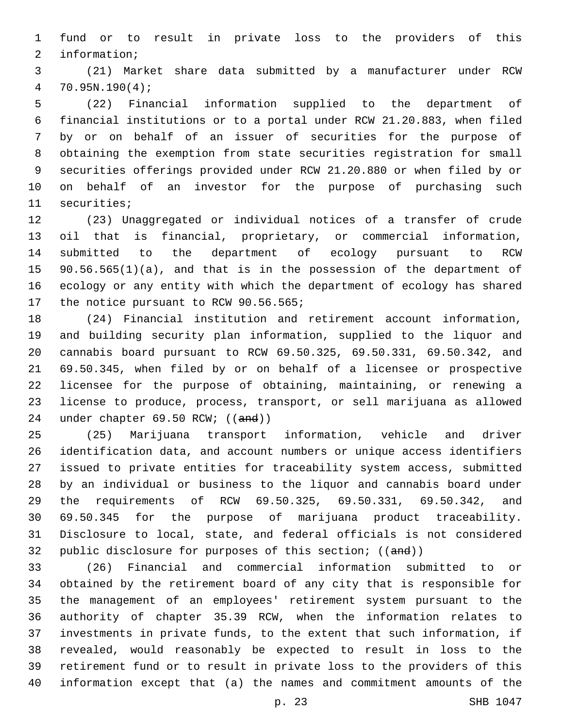fund or to result in private loss to the providers of this information;

(21) Market share data submitted by a manufacturer under RCW 70.95N.190(4);

(22) Financial information supplied to the department of financial institutions or to a portal under RCW 21.20.883, when filed by or on behalf of an issuer of securities for the purpose of obtaining the exemption from state securities registration for small securities offerings provided under RCW 21.20.880 or when filed by or on behalf of an investor for the purpose of purchasing such securities;

(23) Unaggregated or individual notices of a transfer of crude oil that is financial, proprietary, or commercial information, submitted to the department of ecology pursuant to RCW 90.56.565(1)(a), and that is in the possession of the department of ecology or any entity with which the department of ecology has shared the notice pursuant to RCW 90.56.565;

(24) Financial institution and retirement account information, and building security plan information, supplied to the liquor and cannabis board pursuant to RCW 69.50.325, 69.50.331, 69.50.342, and 69.50.345, when filed by or on behalf of a licensee or prospective licensee for the purpose of obtaining, maintaining, or renewing a license to produce, process, transport, or sell marijuana as allowed under chapter 69.50 RCW; ((~~and~~))

(25) Marijuana transport information, vehicle and driver identification data, and account numbers or unique access identifiers issued to private entities for traceability system access, submitted by an individual or business to the liquor and cannabis board under the requirements of RCW 69.50.325, 69.50.331, 69.50.342, and 69.50.345 for the purpose of marijuana product traceability. Disclosure to local, state, and federal officials is not considered public disclosure for purposes of this section; ((~~and~~))

(26) Financial and commercial information submitted to or obtained by the retirement board of any city that is responsible for the management of an employees' retirement system pursuant to the authority of chapter 35.39 RCW, when the information relates to investments in private funds, to the extent that such information, if revealed, would reasonably be expected to result in loss to the retirement fund or to result in private loss to the providers of this information except that (a) the names and commitment amounts of the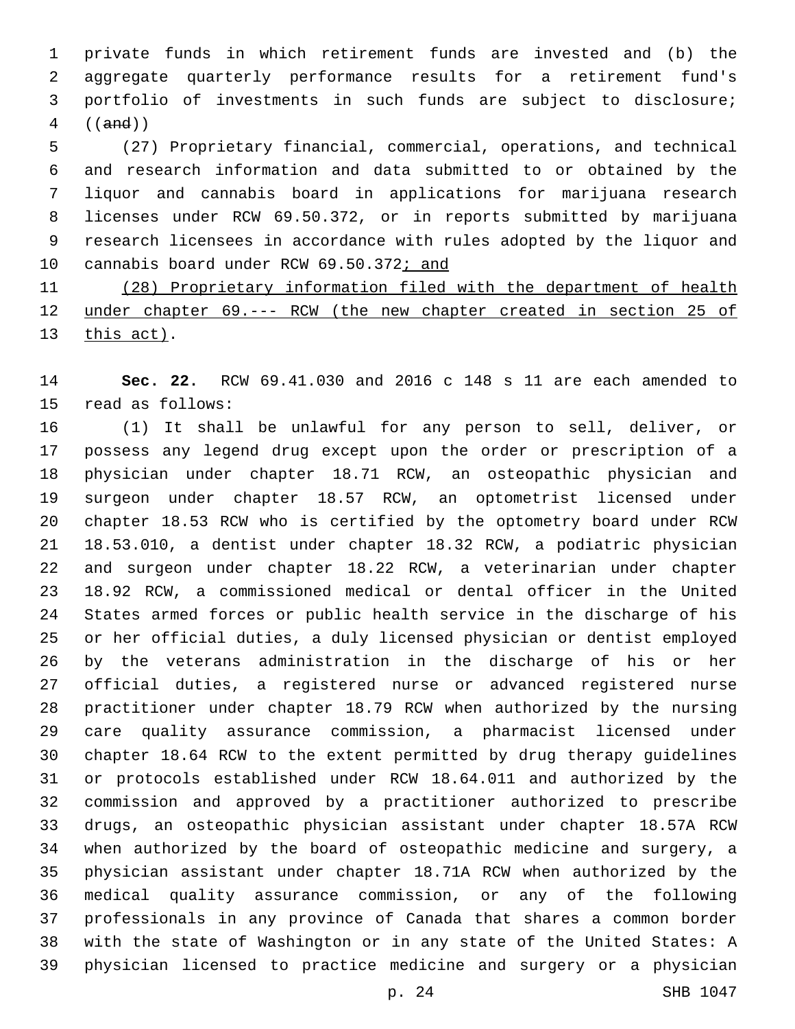private funds in which retirement funds are invested and (b) the aggregate quarterly performance results for a retirement fund's portfolio of investments in such funds are subject to disclosure; ((~~and~~))

(27) Proprietary financial, commercial, operations, and technical and research information and data submitted to or obtained by the liquor and cannabis board in applications for marijuana research licenses under RCW 69.50.372, or in reports submitted by marijuana research licensees in accordance with rules adopted by the liquor and cannabis board under RCW 69.50.372<u>; and</u>

<u>(28) Proprietary information filed with the department of health under chapter 69.--- RCW (the new chapter created in section 25 of this act)</u>.

**Sec. 22.** RCW 69.41.030 and 2016 c 148 s 11 are each amended to read as follows:

(1) It shall be unlawful for any person to sell, deliver, or possess any legend drug except upon the order or prescription of a physician under chapter 18.71 RCW, an osteopathic physician and surgeon under chapter 18.57 RCW, an optometrist licensed under chapter 18.53 RCW who is certified by the optometry board under RCW 18.53.010, a dentist under chapter 18.32 RCW, a podiatric physician and surgeon under chapter 18.22 RCW, a veterinarian under chapter 18.92 RCW, a commissioned medical or dental officer in the United States armed forces or public health service in the discharge of his or her official duties, a duly licensed physician or dentist employed by the veterans administration in the discharge of his or her official duties, a registered nurse or advanced registered nurse practitioner under chapter 18.79 RCW when authorized by the nursing care quality assurance commission, a pharmacist licensed under chapter 18.64 RCW to the extent permitted by drug therapy guidelines or protocols established under RCW 18.64.011 and authorized by the commission and approved by a practitioner authorized to prescribe drugs, an osteopathic physician assistant under chapter 18.57A RCW when authorized by the board of osteopathic medicine and surgery, a physician assistant under chapter 18.71A RCW when authorized by the medical quality assurance commission, or any of the following professionals in any province of Canada that shares a common border with the state of Washington or in any state of the United States: A physician licensed to practice medicine and surgery or a physician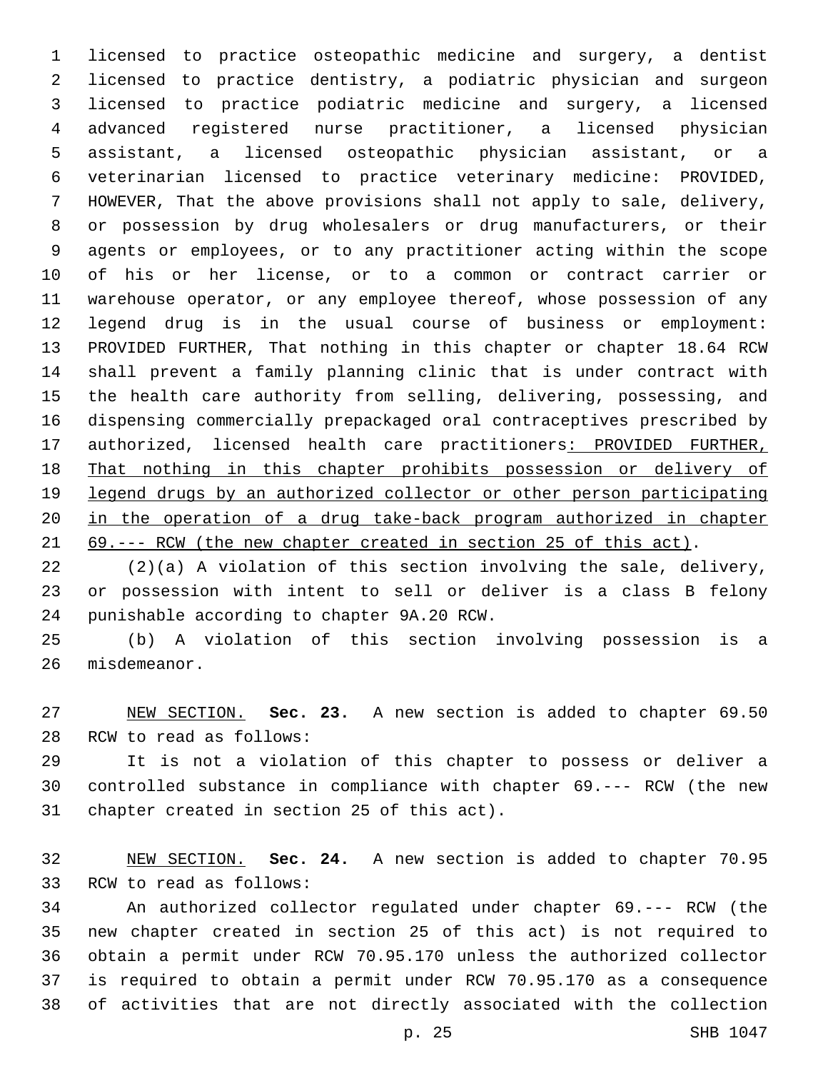licensed to practice osteopathic medicine and surgery, a dentist licensed to practice dentistry, a podiatric physician and surgeon licensed to practice podiatric medicine and surgery, a licensed advanced registered nurse practitioner, a licensed physician assistant, a licensed osteopathic physician assistant, or a veterinarian licensed to practice veterinary medicine: PROVIDED, HOWEVER, That the above provisions shall not apply to sale, delivery, or possession by drug wholesalers or drug manufacturers, or their agents or employees, or to any practitioner acting within the scope of his or her license, or to a common or contract carrier or warehouse operator, or any employee thereof, whose possession of any legend drug is in the usual course of business or employment: PROVIDED FURTHER, That nothing in this chapter or chapter 18.64 RCW shall prevent a family planning clinic that is under contract with the health care authority from selling, delivering, possessing, and dispensing commercially prepackaged oral contraceptives prescribed by authorized, licensed health care practitioners<u>: PROVIDED FURTHER, That nothing in this chapter prohibits possession or delivery of legend drugs by an authorized collector or other person participating in the operation of a drug take-back program authorized in chapter 69.--- RCW (the new chapter created in section 25 of this act)</u>.

(2)(a) A violation of this section involving the sale, delivery, or possession with intent to sell or deliver is a class B felony punishable according to chapter 9A.20 RCW.

(b) A violation of this section involving possession is a misdemeanor.

<u>NEW SECTION.</u> **Sec. 23.** A new section is added to chapter 69.50 RCW to read as follows:

It is not a violation of this chapter to possess or deliver a controlled substance in compliance with chapter 69.--- RCW (the new chapter created in section 25 of this act).

<u>NEW SECTION.</u> **Sec. 24.** A new section is added to chapter 70.95 RCW to read as follows:

An authorized collector regulated under chapter 69.--- RCW (the new chapter created in section 25 of this act) is not required to obtain a permit under RCW 70.95.170 unless the authorized collector is required to obtain a permit under RCW 70.95.170 as a consequence of activities that are not directly associated with the collection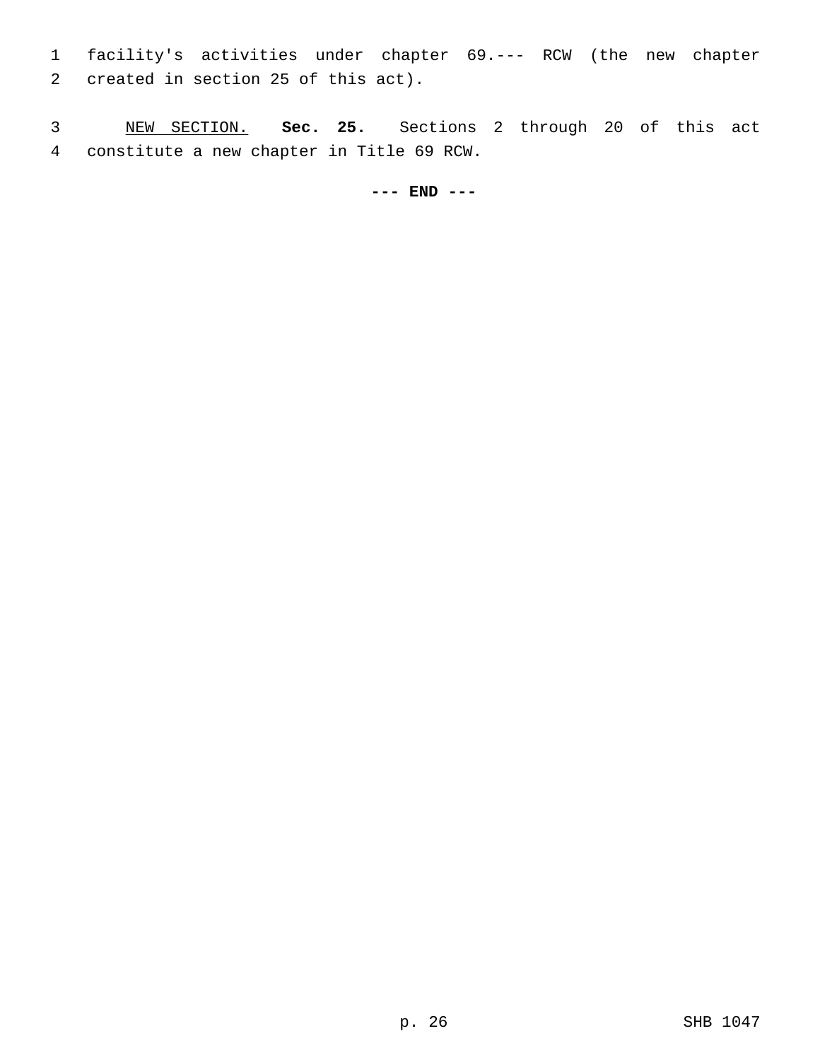facility's activities under chapter 69.--- RCW (the new chapter created in section 25 of this act).

NEW SECTION. **Sec. 25.** Sections 2 through 20 of this act constitute a new chapter in Title 69 RCW.

**--- END ---**